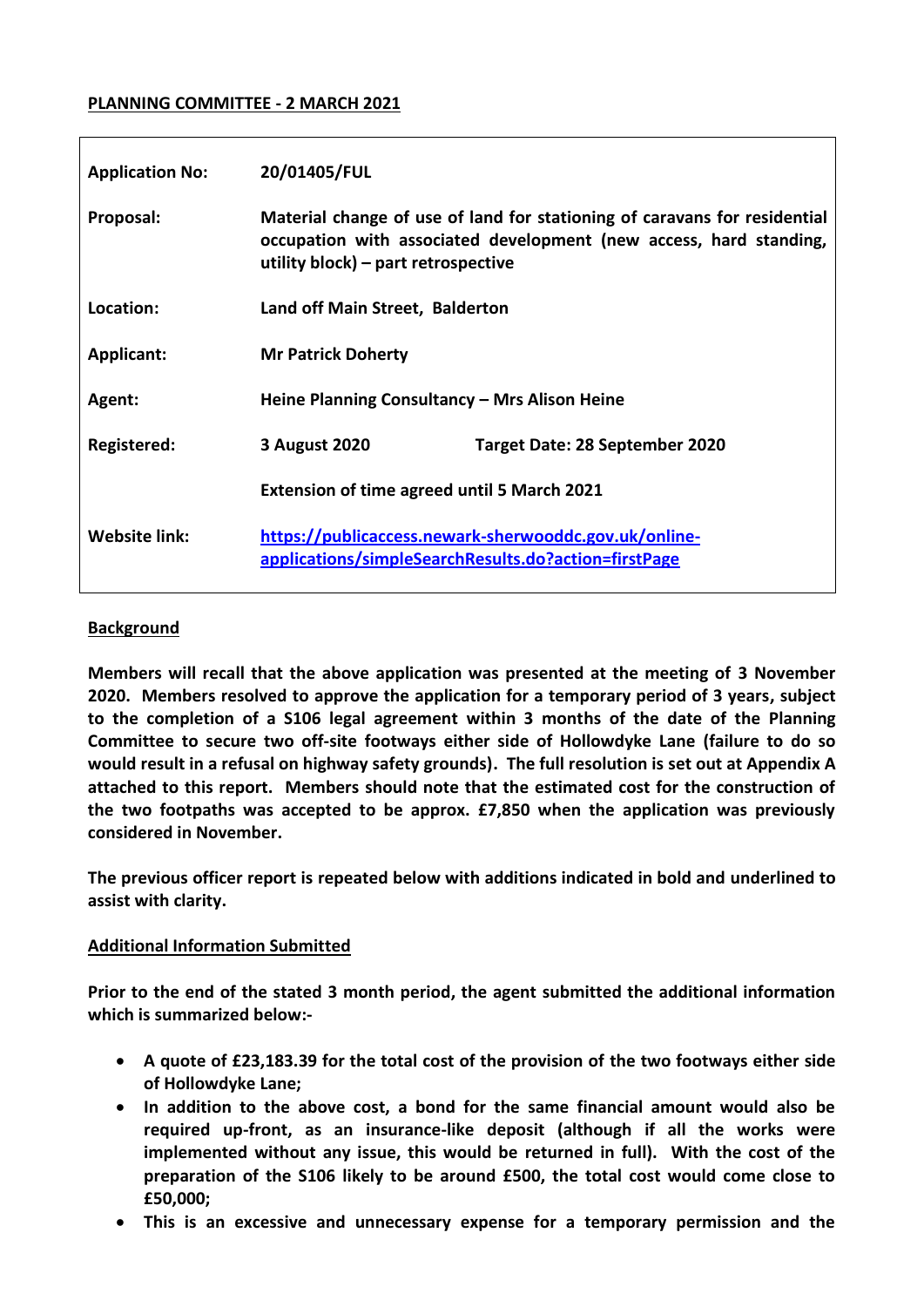**PLANNING COMMITTEE - 2 MARCH 2021**

| | | |
|---|---|---|
| **Application No:** | **20/01405/FUL** | |
| **Proposal:** | **Material change of use of land for stationing of caravans for residential occupation with associated development (new access, hard standing, utility block) – part retrospective** | |
| **Location:** | **Land off Main Street, Balderton** | |
| **Applicant:** | **Mr Patrick Doherty** | |
| **Agent:** | **Heine Planning Consultancy – Mrs Alison Heine** | |
| **Registered:** | **3 August 2020** | **Target Date: 28 September 2020** |
| | **Extension of time agreed until 5 March 2021** | |
| **Website link:** | [https://publicaccess.newark-sherwooddc.gov.uk/online-applications/simpleSearchResults.do?action=firstPage](https://publicaccess.newark-sherwooddc.gov.uk/online-applications/simpleSearchResults.do?action=firstPage) | |

**Background**

**Members will recall that the above application was presented at the meeting of 3 November 2020. Members resolved to approve the application for a temporary period of 3 years, subject to the completion of a S106 legal agreement within 3 months of the date of the Planning Committee to secure two off-site footways either side of Hollowdyke Lane (failure to do so would result in a refusal on highway safety grounds). The full resolution is set out at Appendix A attached to this report. Members should note that the estimated cost for the construction of the two footpaths was accepted to be approx. £7,850 when the application was previously considered in November.**

**The previous officer report is repeated below with additions indicated in bold and underlined to assist with clarity.**

**Additional Information Submitted**

**Prior to the end of the stated 3 month period, the agent submitted the additional information which is summarized below:-**

- **A quote of £23,183.39 for the total cost of the provision of the two footways either side of Hollowdyke Lane;**
- **In addition to the above cost, a bond for the same financial amount would also be required up-front, as an insurance-like deposit (although if all the works were implemented without any issue, this would be returned in full). With the cost of the preparation of the S106 likely to be around £500, the total cost would come close to £50,000;**
- **This is an excessive and unnecessary expense for a temporary permission and the**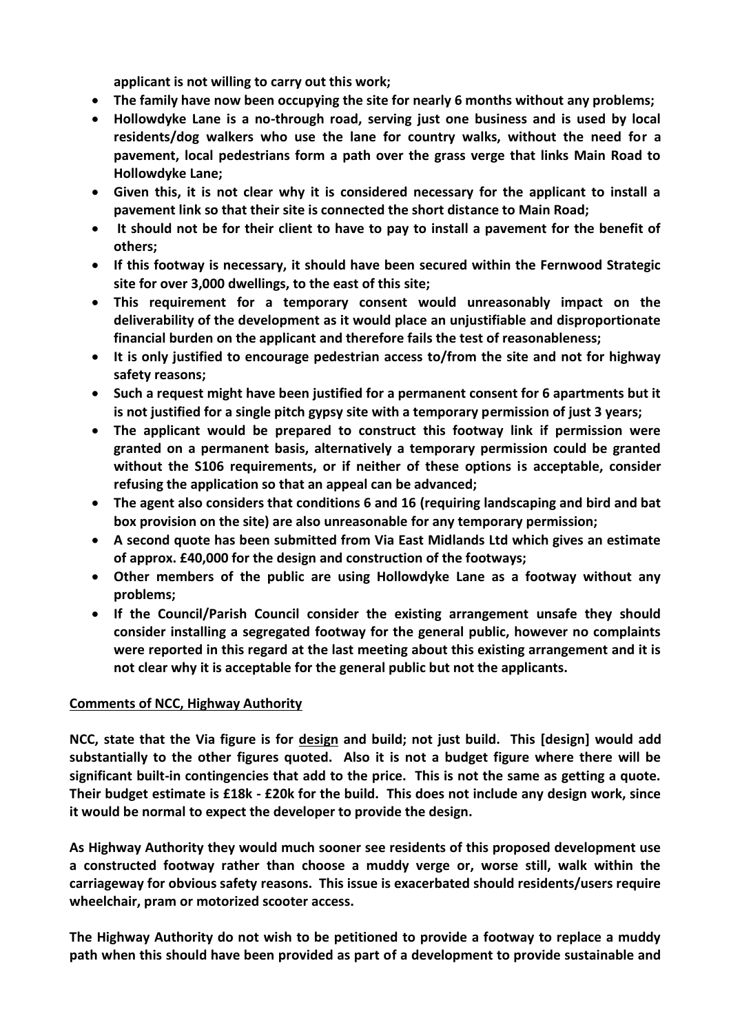**applicant is not willing to carry out this work;**

- **The family have now been occupying the site for nearly 6 months without any problems;**
- **Hollowdyke Lane is a no-through road, serving just one business and is used by local residents/dog walkers who use the lane for country walks, without the need for a pavement, local pedestrians form a path over the grass verge that links Main Road to Hollowdyke Lane;**
- **Given this, it is not clear why it is considered necessary for the applicant to install a pavement link so that their site is connected the short distance to Main Road;**
- **It should not be for their client to have to pay to install a pavement for the benefit of others;**
- **If this footway is necessary, it should have been secured within the Fernwood Strategic site for over 3,000 dwellings, to the east of this site;**
- **This requirement for a temporary consent would unreasonably impact on the deliverability of the development as it would place an unjustifiable and disproportionate financial burden on the applicant and therefore fails the test of reasonableness;**
- **It is only justified to encourage pedestrian access to/from the site and not for highway safety reasons;**
- **Such a request might have been justified for a permanent consent for 6 apartments but it is not justified for a single pitch gypsy site with a temporary permission of just 3 years;**
- **The applicant would be prepared to construct this footway link if permission were granted on a permanent basis, alternatively a temporary permission could be granted without the S106 requirements, or if neither of these options is acceptable, consider refusing the application so that an appeal can be advanced;**
- **The agent also considers that conditions 6 and 16 (requiring landscaping and bird and bat box provision on the site) are also unreasonable for any temporary permission;**
- **A second quote has been submitted from Via East Midlands Ltd which gives an estimate of approx. £40,000 for the design and construction of the footways;**
- **Other members of the public are using Hollowdyke Lane as a footway without any problems;**
- **If the Council/Parish Council consider the existing arrangement unsafe they should consider installing a segregated footway for the general public, however no complaints were reported in this regard at the last meeting about this existing arrangement and it is not clear why it is acceptable for the general public but not the applicants.**

**<u>Comments of NCC, Highway Authority</u>**

**NCC, state that the Via figure is for <u>design</u> and build; not just build. This [design] would add substantially to the other figures quoted. Also it is not a budget figure where there will be significant built-in contingencies that add to the price. This is not the same as getting a quote. Their budget estimate is £18k - £20k for the build. This does not include any design work, since it would be normal to expect the developer to provide the design.**

**As Highway Authority they would much sooner see residents of this proposed development use a constructed footway rather than choose a muddy verge or, worse still, walk within the carriageway for obvious safety reasons. This issue is exacerbated should residents/users require wheelchair, pram or motorized scooter access.**

**The Highway Authority do not wish to be petitioned to provide a footway to replace a muddy path when this should have been provided as part of a development to provide sustainable and**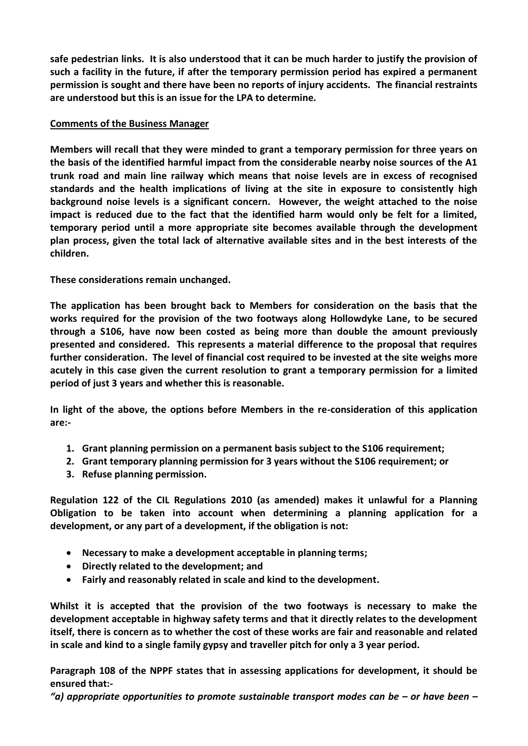**safe pedestrian links. It is also understood that it can be much harder to justify the provision of such a facility in the future, if after the temporary permission period has expired a permanent permission is sought and there have been no reports of injury accidents. The financial restraints are understood but this is an issue for the LPA to determine.**

**Comments of the Business Manager**

**Members will recall that they were minded to grant a temporary permission for three years on the basis of the identified harmful impact from the considerable nearby noise sources of the A1 trunk road and main line railway which means that noise levels are in excess of recognised standards and the health implications of living at the site in exposure to consistently high background noise levels is a significant concern. However, the weight attached to the noise impact is reduced due to the fact that the identified harm would only be felt for a limited, temporary period until a more appropriate site becomes available through the development plan process, given the total lack of alternative available sites and in the best interests of the children.**

**These considerations remain unchanged.**

**The application has been brought back to Members for consideration on the basis that the works required for the provision of the two footways along Hollowdyke Lane, to be secured through a S106, have now been costed as being more than double the amount previously presented and considered. This represents a material difference to the proposal that requires further consideration. The level of financial cost required to be invested at the site weighs more acutely in this case given the current resolution to grant a temporary permission for a limited period of just 3 years and whether this is reasonable.**

**In light of the above, the options before Members in the re-consideration of this application are:-**

1. **Grant planning permission on a permanent basis subject to the S106 requirement;**
2. **Grant temporary planning permission for 3 years without the S106 requirement; or**
3. **Refuse planning permission.**

**Regulation 122 of the CIL Regulations 2010 (as amended) makes it unlawful for a Planning Obligation to be taken into account when determining a planning application for a development, or any part of a development, if the obligation is not:**

- **Necessary to make a development acceptable in planning terms;**
- **Directly related to the development; and**
- **Fairly and reasonably related in scale and kind to the development.**

**Whilst it is accepted that the provision of the two footways is necessary to make the development acceptable in highway safety terms and that it directly relates to the development itself, there is concern as to whether the cost of these works are fair and reasonable and related in scale and kind to a single family gypsy and traveller pitch for only a 3 year period.**

**Paragraph 108 of the NPPF states that in assessing applications for development, it should be ensured that:-**

***"a) appropriate opportunities to promote sustainable transport modes can be – or have been –***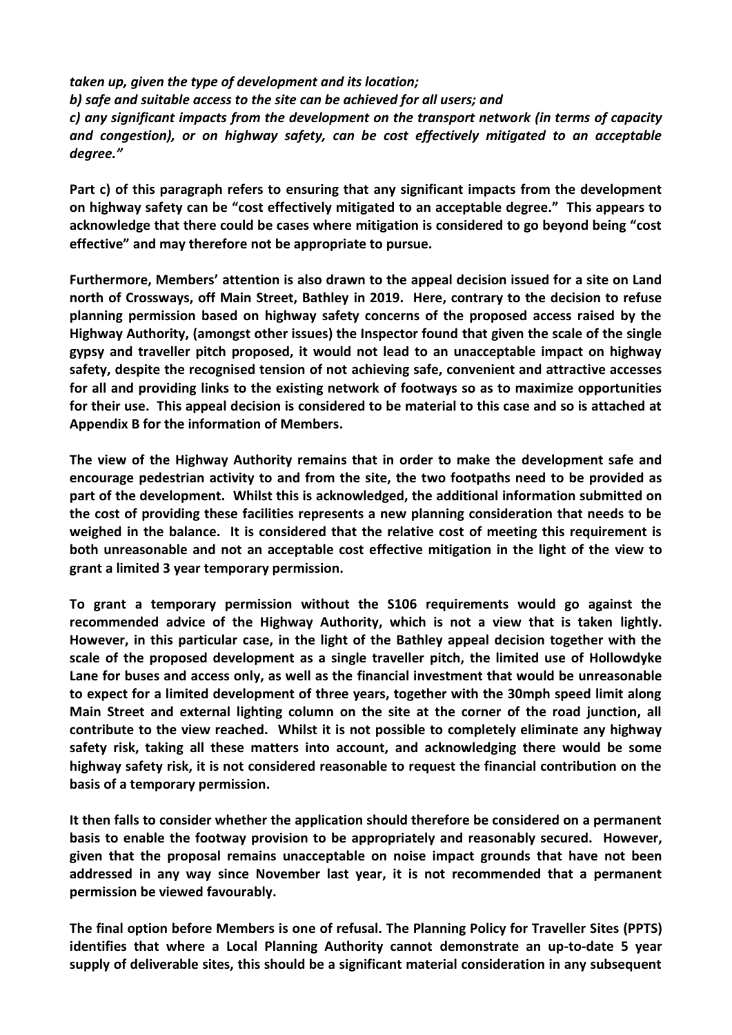***taken up, given the type of development and its location;***
***b) safe and suitable access to the site can be achieved for all users; and***
***c) any significant impacts from the development on the transport network (in terms of capacity and congestion), or on highway safety, can be cost effectively mitigated to an acceptable degree."***

**Part c) of this paragraph refers to ensuring that any significant impacts from the development on highway safety can be "cost effectively mitigated to an acceptable degree." This appears to acknowledge that there could be cases where mitigation is considered to go beyond being "cost effective" and may therefore not be appropriate to pursue.**

**Furthermore, Members' attention is also drawn to the appeal decision issued for a site on Land north of Crossways, off Main Street, Bathley in 2019. Here, contrary to the decision to refuse planning permission based on highway safety concerns of the proposed access raised by the Highway Authority, (amongst other issues) the Inspector found that given the scale of the single gypsy and traveller pitch proposed, it would not lead to an unacceptable impact on highway safety, despite the recognised tension of not achieving safe, convenient and attractive accesses for all and providing links to the existing network of footways so as to maximize opportunities for their use. This appeal decision is considered to be material to this case and so is attached at Appendix B for the information of Members.**

**The view of the Highway Authority remains that in order to make the development safe and encourage pedestrian activity to and from the site, the two footpaths need to be provided as part of the development. Whilst this is acknowledged, the additional information submitted on the cost of providing these facilities represents a new planning consideration that needs to be weighed in the balance. It is considered that the relative cost of meeting this requirement is both unreasonable and not an acceptable cost effective mitigation in the light of the view to grant a limited 3 year temporary permission.**

**To grant a temporary permission without the S106 requirements would go against the recommended advice of the Highway Authority, which is not a view that is taken lightly. However, in this particular case, in the light of the Bathley appeal decision together with the scale of the proposed development as a single traveller pitch, the limited use of Hollowdyke Lane for buses and access only, as well as the financial investment that would be unreasonable to expect for a limited development of three years, together with the 30mph speed limit along Main Street and external lighting column on the site at the corner of the road junction, all contribute to the view reached. Whilst it is not possible to completely eliminate any highway safety risk, taking all these matters into account, and acknowledging there would be some highway safety risk, it is not considered reasonable to request the financial contribution on the basis of a temporary permission.**

**It then falls to consider whether the application should therefore be considered on a permanent basis to enable the footway provision to be appropriately and reasonably secured. However, given that the proposal remains unacceptable on noise impact grounds that have not been addressed in any way since November last year, it is not recommended that a permanent permission be viewed favourably.**

**The final option before Members is one of refusal. The Planning Policy for Traveller Sites (PPTS) identifies that where a Local Planning Authority cannot demonstrate an up-to-date 5 year supply of deliverable sites, this should be a significant material consideration in any subsequent**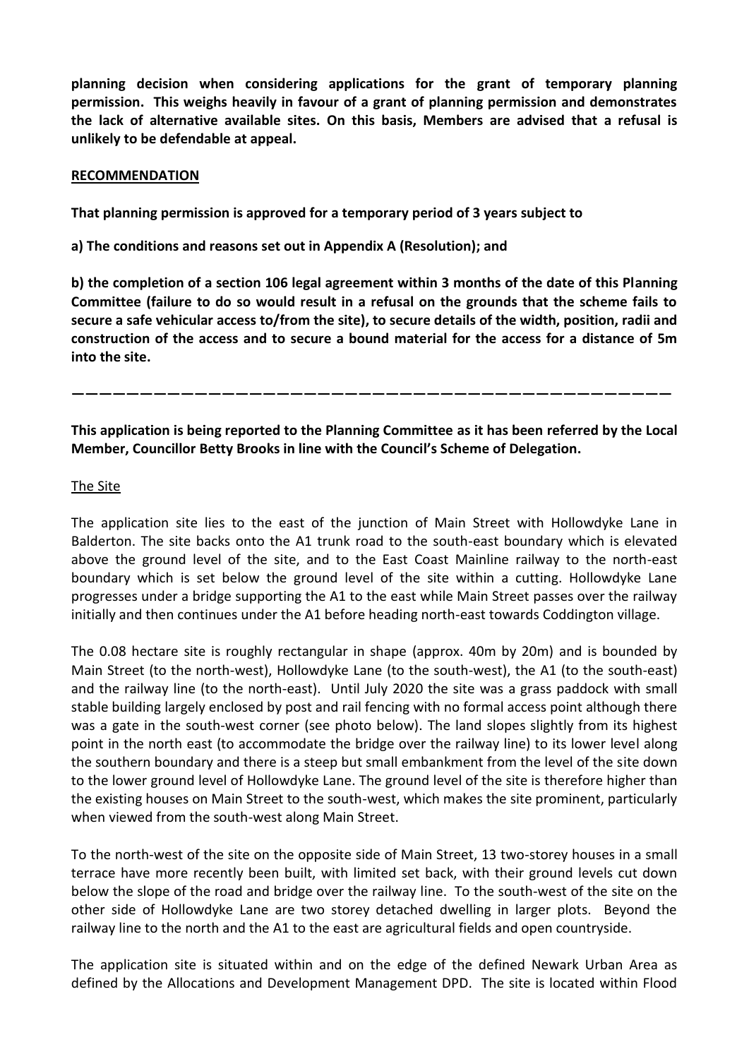**planning decision when considering applications for the grant of temporary planning permission. This weighs heavily in favour of a grant of planning permission and demonstrates the lack of alternative available sites. On this basis, Members are advised that a refusal is unlikely to be defendable at appeal.**

**RECOMMENDATION**

**That planning permission is approved for a temporary period of 3 years subject to**

**a) The conditions and reasons set out in Appendix A (Resolution); and**

**b) the completion of a section 106 legal agreement within 3 months of the date of this Planning Committee (failure to do so would result in a refusal on the grounds that the scheme fails to secure a safe vehicular access to/from the site), to secure details of the width, position, radii and construction of the access and to secure a bound material for the access for a distance of 5m into the site.**

---

**This application is being reported to the Planning Committee as it has been referred by the Local Member, Councillor Betty Brooks in line with the Council's Scheme of Delegation.**

The Site

The application site lies to the east of the junction of Main Street with Hollowdyke Lane in Balderton. The site backs onto the A1 trunk road to the south-east boundary which is elevated above the ground level of the site, and to the East Coast Mainline railway to the north-east boundary which is set below the ground level of the site within a cutting. Hollowdyke Lane progresses under a bridge supporting the A1 to the east while Main Street passes over the railway initially and then continues under the A1 before heading north-east towards Coddington village.

The 0.08 hectare site is roughly rectangular in shape (approx. 40m by 20m) and is bounded by Main Street (to the north-west), Hollowdyke Lane (to the south-west), the A1 (to the south-east) and the railway line (to the north-east). Until July 2020 the site was a grass paddock with small stable building largely enclosed by post and rail fencing with no formal access point although there was a gate in the south-west corner (see photo below). The land slopes slightly from its highest point in the north east (to accommodate the bridge over the railway line) to its lower level along the southern boundary and there is a steep but small embankment from the level of the site down to the lower ground level of Hollowdyke Lane. The ground level of the site is therefore higher than the existing houses on Main Street to the south-west, which makes the site prominent, particularly when viewed from the south-west along Main Street.

To the north-west of the site on the opposite side of Main Street, 13 two-storey houses in a small terrace have more recently been built, with limited set back, with their ground levels cut down below the slope of the road and bridge over the railway line. To the south-west of the site on the other side of Hollowdyke Lane are two storey detached dwelling in larger plots. Beyond the railway line to the north and the A1 to the east are agricultural fields and open countryside.

The application site is situated within and on the edge of the defined Newark Urban Area as defined by the Allocations and Development Management DPD. The site is located within Flood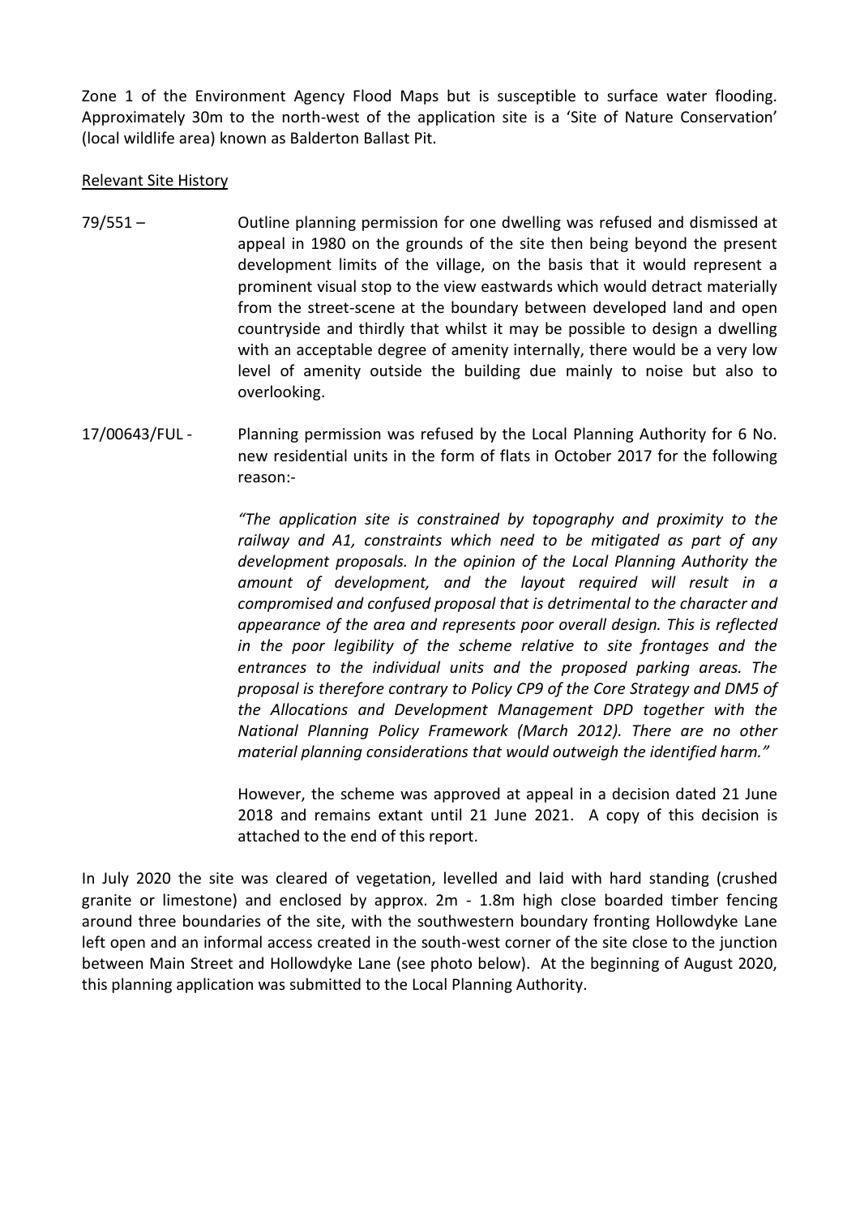Zone 1 of the Environment Agency Flood Maps but is susceptible to surface water flooding. Approximately 30m to the north-west of the application site is a 'Site of Nature Conservation' (local wildlife area) known as Balderton Ballast Pit.

Relevant Site History

79/551 – Outline planning permission for one dwelling was refused and dismissed at appeal in 1980 on the grounds of the site then being beyond the present development limits of the village, on the basis that it would represent a prominent visual stop to the view eastwards which would detract materially from the street-scene at the boundary between developed land and open countryside and thirdly that whilst it may be possible to design a dwelling with an acceptable degree of amenity internally, there would be a very low level of amenity outside the building due mainly to noise but also to overlooking.

17/00643/FUL - Planning permission was refused by the Local Planning Authority for 6 No. new residential units in the form of flats in October 2017 for the following reason:-

*"The application site is constrained by topography and proximity to the railway and A1, constraints which need to be mitigated as part of any development proposals. In the opinion of the Local Planning Authority the amount of development, and the layout required will result in a compromised and confused proposal that is detrimental to the character and appearance of the area and represents poor overall design. This is reflected in the poor legibility of the scheme relative to site frontages and the entrances to the individual units and the proposed parking areas. The proposal is therefore contrary to Policy CP9 of the Core Strategy and DM5 of the Allocations and Development Management DPD together with the National Planning Policy Framework (March 2012). There are no other material planning considerations that would outweigh the identified harm."*

However, the scheme was approved at appeal in a decision dated 21 June 2018 and remains extant until 21 June 2021. A copy of this decision is attached to the end of this report.

In July 2020 the site was cleared of vegetation, levelled and laid with hard standing (crushed granite or limestone) and enclosed by approx. 2m - 1.8m high close boarded timber fencing around three boundaries of the site, with the southwestern boundary fronting Hollowdyke Lane left open and an informal access created in the south-west corner of the site close to the junction between Main Street and Hollowdyke Lane (see photo below). At the beginning of August 2020, this planning application was submitted to the Local Planning Authority.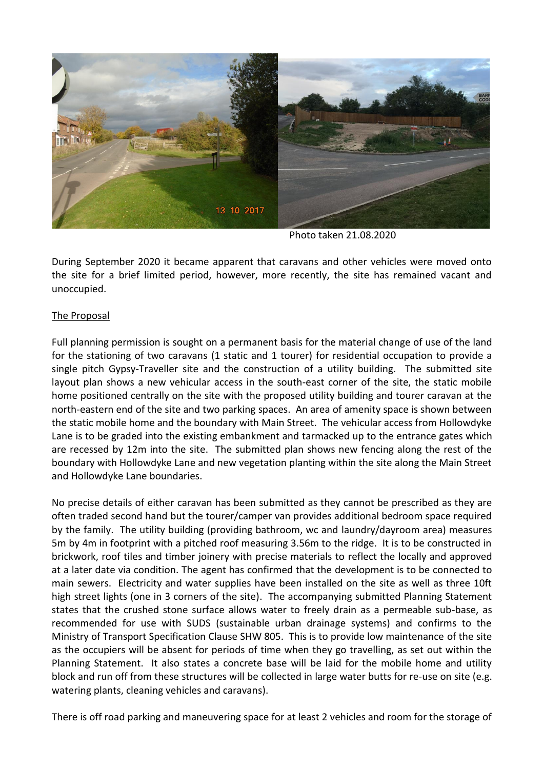Photo taken 21.08.2020

During September 2020 it became apparent that caravans and other vehicles were moved onto the site for a brief limited period, however, more recently, the site has remained vacant and unoccupied.

The Proposal

Full planning permission is sought on a permanent basis for the material change of use of the land for the stationing of two caravans (1 static and 1 tourer) for residential occupation to provide a single pitch Gypsy-Traveller site and the construction of a utility building. The submitted site layout plan shows a new vehicular access in the south-east corner of the site, the static mobile home positioned centrally on the site with the proposed utility building and tourer caravan at the north-eastern end of the site and two parking spaces. An area of amenity space is shown between the static mobile home and the boundary with Main Street. The vehicular access from Hollowdyke Lane is to be graded into the existing embankment and tarmacked up to the entrance gates which are recessed by 12m into the site. The submitted plan shows new fencing along the rest of the boundary with Hollowdyke Lane and new vegetation planting within the site along the Main Street and Hollowdyke Lane boundaries.

No precise details of either caravan has been submitted as they cannot be prescribed as they are often traded second hand but the tourer/camper van provides additional bedroom space required by the family. The utility building (providing bathroom, wc and laundry/dayroom area) measures 5m by 4m in footprint with a pitched roof measuring 3.56m to the ridge. It is to be constructed in brickwork, roof tiles and timber joinery with precise materials to reflect the locally and approved at a later date via condition. The agent has confirmed that the development is to be connected to main sewers. Electricity and water supplies have been installed on the site as well as three 10ft high street lights (one in 3 corners of the site). The accompanying submitted Planning Statement states that the crushed stone surface allows water to freely drain as a permeable sub-base, as recommended for use with SUDS (sustainable urban drainage systems) and confirms to the Ministry of Transport Specification Clause SHW 805. This is to provide low maintenance of the site as the occupiers will be absent for periods of time when they go travelling, as set out within the Planning Statement. It also states a concrete base will be laid for the mobile home and utility block and run off from these structures will be collected in large water butts for re-use on site (e.g. watering plants, cleaning vehicles and caravans).

There is off road parking and maneuvering space for at least 2 vehicles and room for the storage of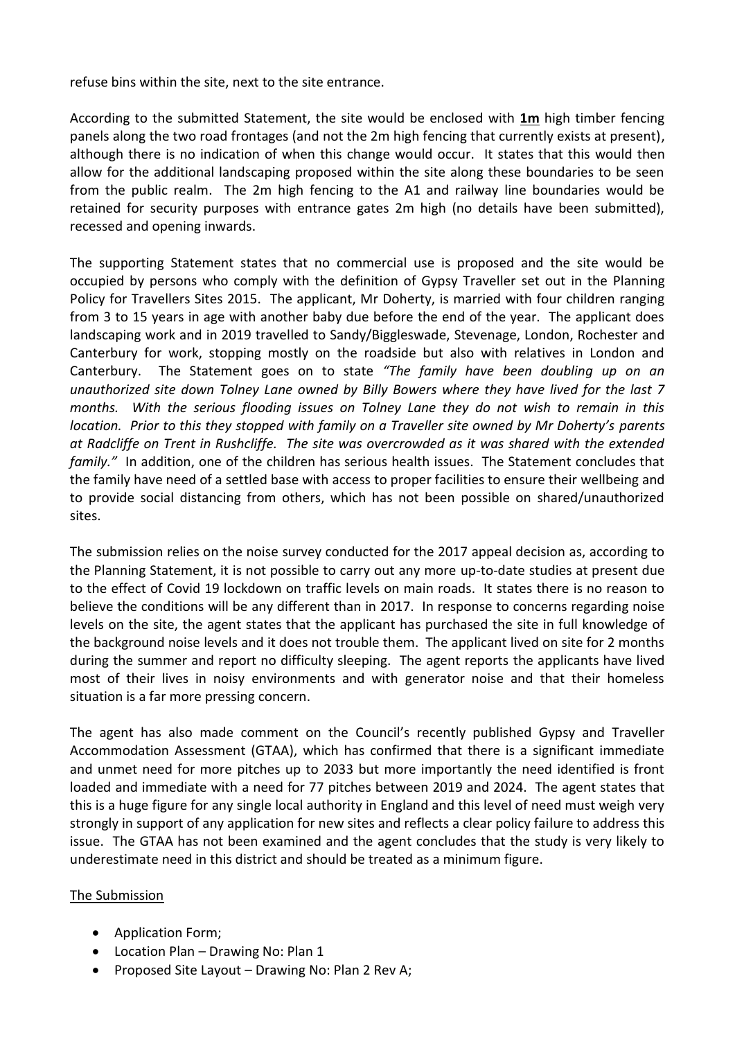refuse bins within the site, next to the site entrance.

According to the submitted Statement, the site would be enclosed with **1m** high timber fencing panels along the two road frontages (and not the 2m high fencing that currently exists at present), although there is no indication of when this change would occur. It states that this would then allow for the additional landscaping proposed within the site along these boundaries to be seen from the public realm. The 2m high fencing to the A1 and railway line boundaries would be retained for security purposes with entrance gates 2m high (no details have been submitted), recessed and opening inwards.

The supporting Statement states that no commercial use is proposed and the site would be occupied by persons who comply with the definition of Gypsy Traveller set out in the Planning Policy for Travellers Sites 2015. The applicant, Mr Doherty, is married with four children ranging from 3 to 15 years in age with another baby due before the end of the year. The applicant does landscaping work and in 2019 travelled to Sandy/Biggleswade, Stevenage, London, Rochester and Canterbury for work, stopping mostly on the roadside but also with relatives in London and Canterbury. The Statement goes on to state *"The family have been doubling up on an unauthorized site down Tolney Lane owned by Billy Bowers where they have lived for the last 7 months. With the serious flooding issues on Tolney Lane they do not wish to remain in this location. Prior to this they stopped with family on a Traveller site owned by Mr Doherty's parents at Radcliffe on Trent in Rushcliffe. The site was overcrowded as it was shared with the extended family."* In addition, one of the children has serious health issues. The Statement concludes that the family have need of a settled base with access to proper facilities to ensure their wellbeing and to provide social distancing from others, which has not been possible on shared/unauthorized sites.

The submission relies on the noise survey conducted for the 2017 appeal decision as, according to the Planning Statement, it is not possible to carry out any more up-to-date studies at present due to the effect of Covid 19 lockdown on traffic levels on main roads. It states there is no reason to believe the conditions will be any different than in 2017. In response to concerns regarding noise levels on the site, the agent states that the applicant has purchased the site in full knowledge of the background noise levels and it does not trouble them. The applicant lived on site for 2 months during the summer and report no difficulty sleeping. The agent reports the applicants have lived most of their lives in noisy environments and with generator noise and that their homeless situation is a far more pressing concern.

The agent has also made comment on the Council's recently published Gypsy and Traveller Accommodation Assessment (GTAA), which has confirmed that there is a significant immediate and unmet need for more pitches up to 2033 but more importantly the need identified is front loaded and immediate with a need for 77 pitches between 2019 and 2024. The agent states that this is a huge figure for any single local authority in England and this level of need must weigh very strongly in support of any application for new sites and reflects a clear policy failure to address this issue. The GTAA has not been examined and the agent concludes that the study is very likely to underestimate need in this district and should be treated as a minimum figure.

<u>The Submission</u>

- Application Form;
- Location Plan – Drawing No: Plan 1
- Proposed Site Layout – Drawing No: Plan 2 Rev A;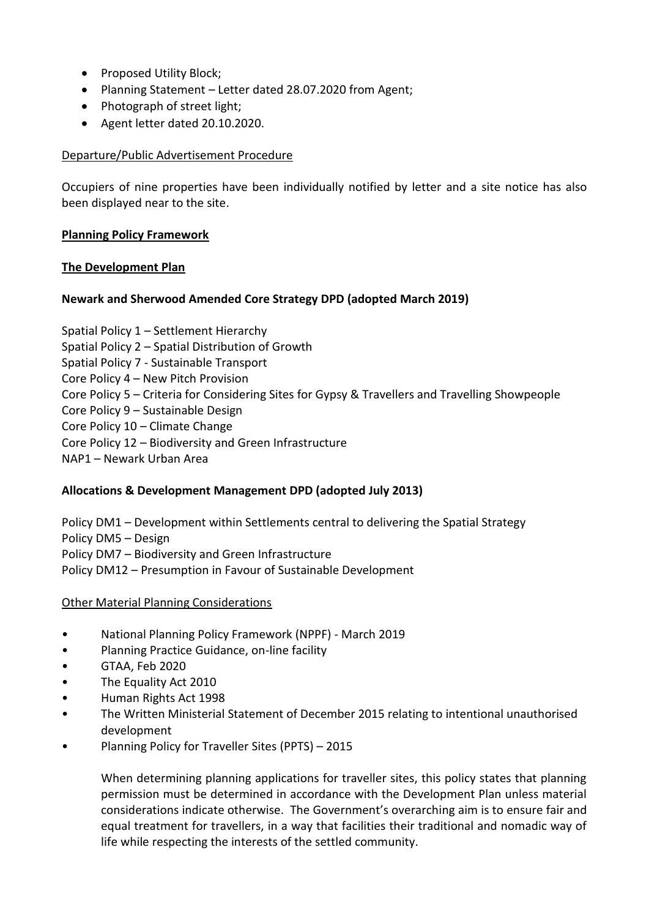- Proposed Utility Block;
- Planning Statement – Letter dated 28.07.2020 from Agent;
- Photograph of street light;
- Agent letter dated 20.10.2020.

Departure/Public Advertisement Procedure

Occupiers of nine properties have been individually notified by letter and a site notice has also been displayed near to the site.

**Planning Policy Framework**

**The Development Plan**

**Newark and Sherwood Amended Core Strategy DPD (adopted March 2019)**

Spatial Policy 1 – Settlement Hierarchy
Spatial Policy 2 – Spatial Distribution of Growth
Spatial Policy 7 - Sustainable Transport
Core Policy 4 – New Pitch Provision
Core Policy 5 – Criteria for Considering Sites for Gypsy & Travellers and Travelling Showpeople
Core Policy 9 – Sustainable Design
Core Policy 10 – Climate Change
Core Policy 12 – Biodiversity and Green Infrastructure
NAP1 – Newark Urban Area

**Allocations & Development Management DPD (adopted July 2013)**

Policy DM1 – Development within Settlements central to delivering the Spatial Strategy
Policy DM5 – Design
Policy DM7 – Biodiversity and Green Infrastructure
Policy DM12 – Presumption in Favour of Sustainable Development

Other Material Planning Considerations

- National Planning Policy Framework (NPPF) - March 2019
- Planning Practice Guidance, on-line facility
- GTAA, Feb 2020
- The Equality Act 2010
- Human Rights Act 1998
- The Written Ministerial Statement of December 2015 relating to intentional unauthorised development
- Planning Policy for Traveller Sites (PPTS) – 2015

  When determining planning applications for traveller sites, this policy states that planning permission must be determined in accordance with the Development Plan unless material considerations indicate otherwise. The Government's overarching aim is to ensure fair and equal treatment for travellers, in a way that facilities their traditional and nomadic way of life while respecting the interests of the settled community.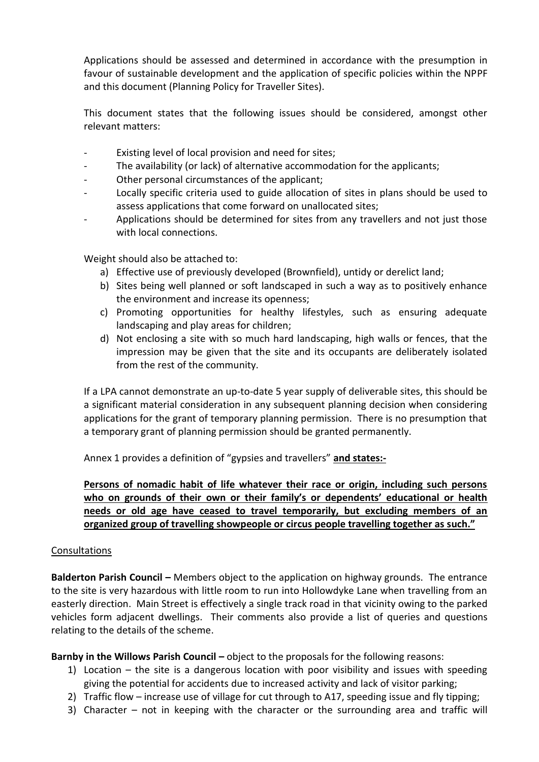Applications should be assessed and determined in accordance with the presumption in favour of sustainable development and the application of specific policies within the NPPF and this document (Planning Policy for Traveller Sites).

This document states that the following issues should be considered, amongst other relevant matters:

- Existing level of local provision and need for sites;
- The availability (or lack) of alternative accommodation for the applicants;
- Other personal circumstances of the applicant;
- Locally specific criteria used to guide allocation of sites in plans should be used to assess applications that come forward on unallocated sites;
- Applications should be determined for sites from any travellers and not just those with local connections.

Weight should also be attached to:

a) Effective use of previously developed (Brownfield), untidy or derelict land;
b) Sites being well planned or soft landscaped in such a way as to positively enhance the environment and increase its openness;
c) Promoting opportunities for healthy lifestyles, such as ensuring adequate landscaping and play areas for children;
d) Not enclosing a site with so much hard landscaping, high walls or fences, that the impression may be given that the site and its occupants are deliberately isolated from the rest of the community.

If a LPA cannot demonstrate an up-to-date 5 year supply of deliverable sites, this should be a significant material consideration in any subsequent planning decision when considering applications for the grant of temporary planning permission. There is no presumption that a temporary grant of planning permission should be granted permanently.

Annex 1 provides a definition of "gypsies and travellers" **and states:-**

**Persons of nomadic habit of life whatever their race or origin, including such persons who on grounds of their own or their family's or dependents' educational or health needs or old age have ceased to travel temporarily, but excluding members of an organized group of travelling showpeople or circus people travelling together as such."**

Consultations

**Balderton Parish Council –** Members object to the application on highway grounds. The entrance to the site is very hazardous with little room to run into Hollowdyke Lane when travelling from an easterly direction. Main Street is effectively a single track road in that vicinity owing to the parked vehicles form adjacent dwellings. Their comments also provide a list of queries and questions relating to the details of the scheme.

**Barnby in the Willows Parish Council –** object to the proposals for the following reasons:

1) Location – the site is a dangerous location with poor visibility and issues with speeding giving the potential for accidents due to increased activity and lack of visitor parking;
2) Traffic flow – increase use of village for cut through to A17, speeding issue and fly tipping;
3) Character – not in keeping with the character or the surrounding area and traffic will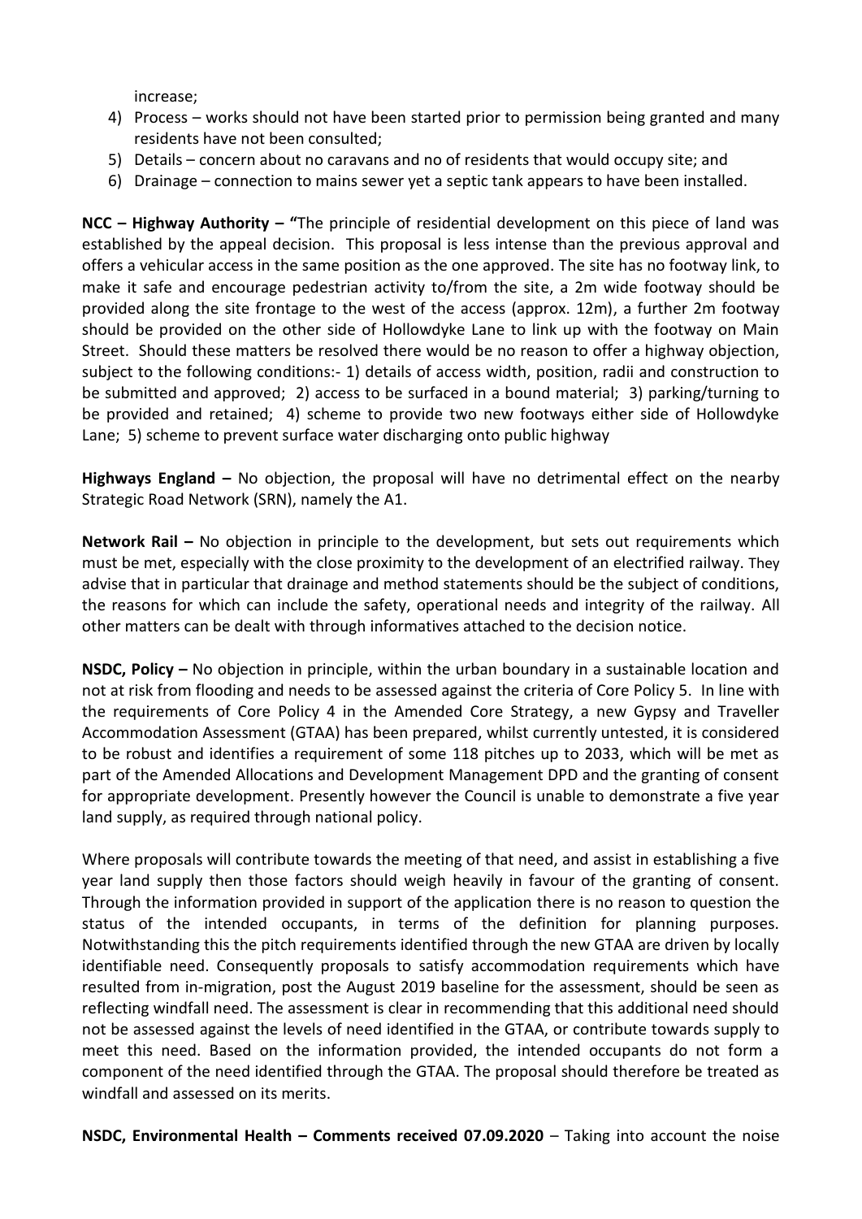increase;

4) Process – works should not have been started prior to permission being granted and many residents have not been consulted;
5) Details – concern about no caravans and no of residents that would occupy site; and
6) Drainage – connection to mains sewer yet a septic tank appears to have been installed.

**NCC – Highway Authority – "**The principle of residential development on this piece of land was established by the appeal decision. This proposal is less intense than the previous approval and offers a vehicular access in the same position as the one approved. The site has no footway link, to make it safe and encourage pedestrian activity to/from the site, a 2m wide footway should be provided along the site frontage to the west of the access (approx. 12m), a further 2m footway should be provided on the other side of Hollowdyke Lane to link up with the footway on Main Street. Should these matters be resolved there would be no reason to offer a highway objection, subject to the following conditions:- 1) details of access width, position, radii and construction to be submitted and approved; 2) access to be surfaced in a bound material; 3) parking/turning to be provided and retained; 4) scheme to provide two new footways either side of Hollowdyke Lane; 5) scheme to prevent surface water discharging onto public highway

**Highways England –** No objection, the proposal will have no detrimental effect on the nearby Strategic Road Network (SRN), namely the A1.

**Network Rail –** No objection in principle to the development, but sets out requirements which must be met, especially with the close proximity to the development of an electrified railway. They advise that in particular that drainage and method statements should be the subject of conditions, the reasons for which can include the safety, operational needs and integrity of the railway. All other matters can be dealt with through informatives attached to the decision notice.

**NSDC, Policy –** No objection in principle, within the urban boundary in a sustainable location and not at risk from flooding and needs to be assessed against the criteria of Core Policy 5. In line with the requirements of Core Policy 4 in the Amended Core Strategy, a new Gypsy and Traveller Accommodation Assessment (GTAA) has been prepared, whilst currently untested, it is considered to be robust and identifies a requirement of some 118 pitches up to 2033, which will be met as part of the Amended Allocations and Development Management DPD and the granting of consent for appropriate development. Presently however the Council is unable to demonstrate a five year land supply, as required through national policy.

Where proposals will contribute towards the meeting of that need, and assist in establishing a five year land supply then those factors should weigh heavily in favour of the granting of consent. Through the information provided in support of the application there is no reason to question the status of the intended occupants, in terms of the definition for planning purposes. Notwithstanding this the pitch requirements identified through the new GTAA are driven by locally identifiable need. Consequently proposals to satisfy accommodation requirements which have resulted from in-migration, post the August 2019 baseline for the assessment, should be seen as reflecting windfall need. The assessment is clear in recommending that this additional need should not be assessed against the levels of need identified in the GTAA, or contribute towards supply to meet this need. Based on the information provided, the intended occupants do not form a component of the need identified through the GTAA. The proposal should therefore be treated as windfall and assessed on its merits.

**NSDC, Environmental Health – Comments received 07.09.2020** – Taking into account the noise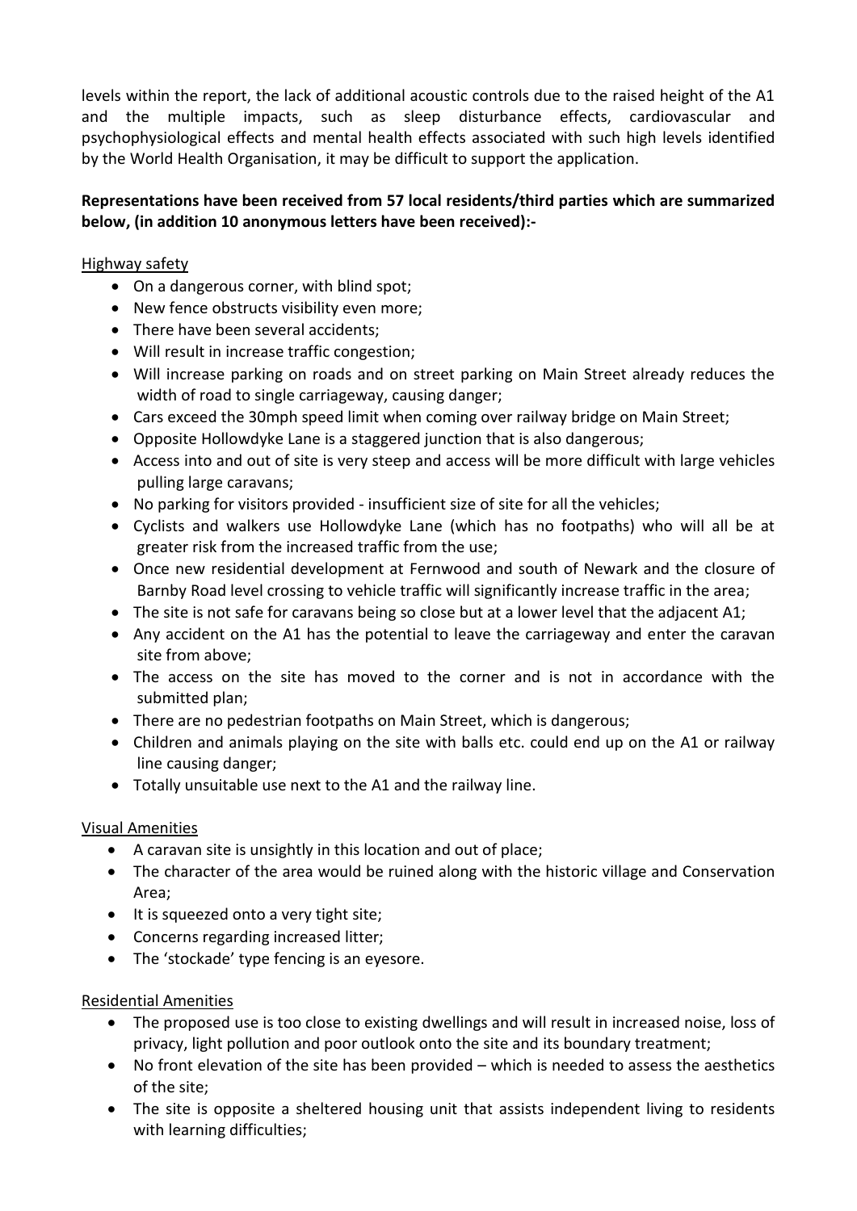levels within the report, the lack of additional acoustic controls due to the raised height of the A1 and the multiple impacts, such as sleep disturbance effects, cardiovascular and psychophysiological effects and mental health effects associated with such high levels identified by the World Health Organisation, it may be difficult to support the application.

**Representations have been received from 57 local residents/third parties which are summarized below, (in addition 10 anonymous letters have been received):-**

Highway safety

- On a dangerous corner, with blind spot;
- New fence obstructs visibility even more;
- There have been several accidents;
- Will result in increase traffic congestion;
- Will increase parking on roads and on street parking on Main Street already reduces the width of road to single carriageway, causing danger;
- Cars exceed the 30mph speed limit when coming over railway bridge on Main Street;
- Opposite Hollowdyke Lane is a staggered junction that is also dangerous;
- Access into and out of site is very steep and access will be more difficult with large vehicles pulling large caravans;
- No parking for visitors provided - insufficient size of site for all the vehicles;
- Cyclists and walkers use Hollowdyke Lane (which has no footpaths) who will all be at greater risk from the increased traffic from the use;
- Once new residential development at Fernwood and south of Newark and the closure of Barnby Road level crossing to vehicle traffic will significantly increase traffic in the area;
- The site is not safe for caravans being so close but at a lower level that the adjacent A1;
- Any accident on the A1 has the potential to leave the carriageway and enter the caravan site from above;
- The access on the site has moved to the corner and is not in accordance with the submitted plan;
- There are no pedestrian footpaths on Main Street, which is dangerous;
- Children and animals playing on the site with balls etc. could end up on the A1 or railway line causing danger;
- Totally unsuitable use next to the A1 and the railway line.

Visual Amenities

- A caravan site is unsightly in this location and out of place;
- The character of the area would be ruined along with the historic village and Conservation Area;
- It is squeezed onto a very tight site;
- Concerns regarding increased litter;
- The 'stockade' type fencing is an eyesore.

Residential Amenities

- The proposed use is too close to existing dwellings and will result in increased noise, loss of privacy, light pollution and poor outlook onto the site and its boundary treatment;
- No front elevation of the site has been provided – which is needed to assess the aesthetics of the site;
- The site is opposite a sheltered housing unit that assists independent living to residents with learning difficulties;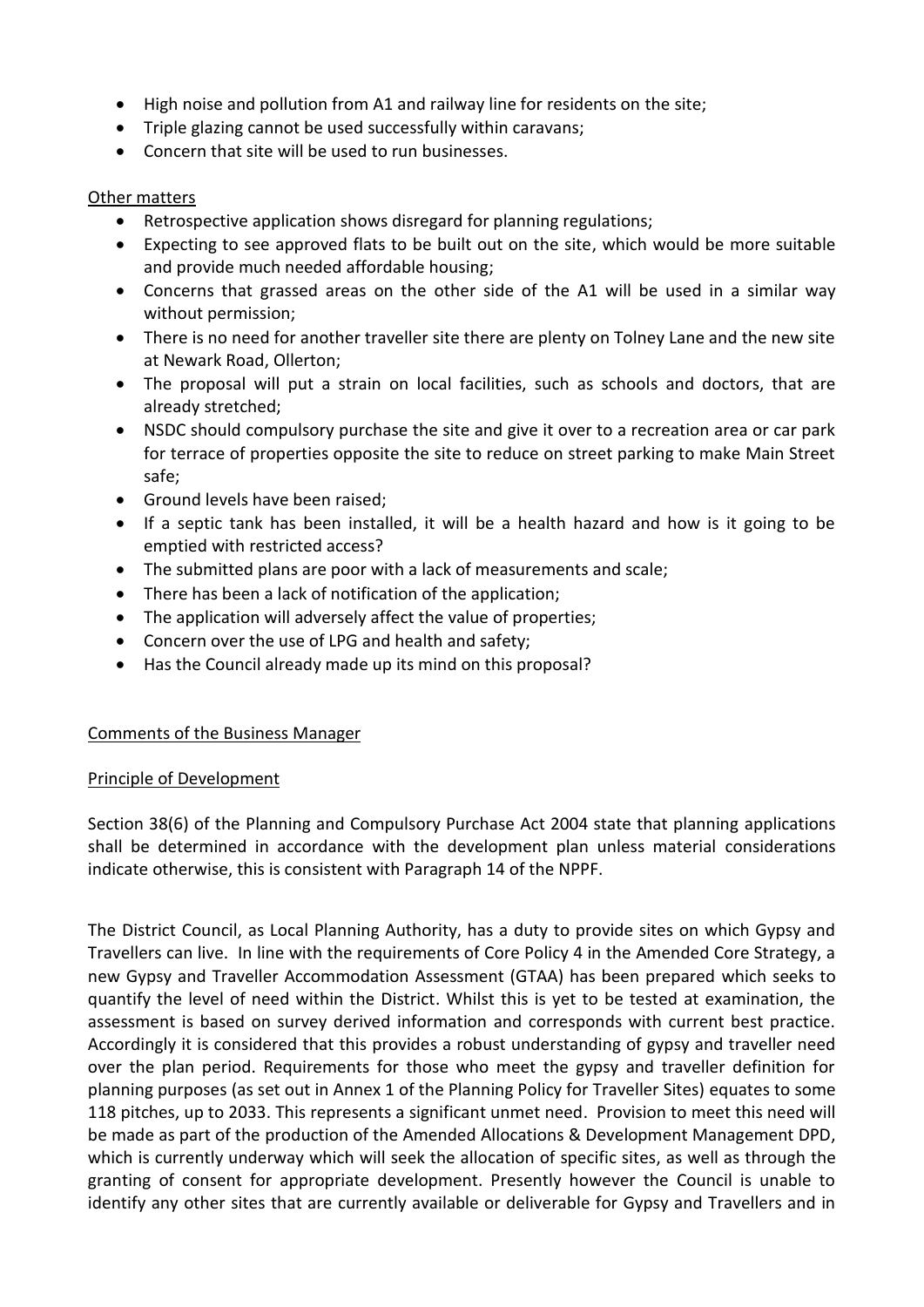- High noise and pollution from A1 and railway line for residents on the site;
- Triple glazing cannot be used successfully within caravans;
- Concern that site will be used to run businesses.

Other matters

- Retrospective application shows disregard for planning regulations;
- Expecting to see approved flats to be built out on the site, which would be more suitable and provide much needed affordable housing;
- Concerns that grassed areas on the other side of the A1 will be used in a similar way without permission;
- There is no need for another traveller site there are plenty on Tolney Lane and the new site at Newark Road, Ollerton;
- The proposal will put a strain on local facilities, such as schools and doctors, that are already stretched;
- NSDC should compulsory purchase the site and give it over to a recreation area or car park for terrace of properties opposite the site to reduce on street parking to make Main Street safe;
- Ground levels have been raised;
- If a septic tank has been installed, it will be a health hazard and how is it going to be emptied with restricted access?
- The submitted plans are poor with a lack of measurements and scale;
- There has been a lack of notification of the application;
- The application will adversely affect the value of properties;
- Concern over the use of LPG and health and safety;
- Has the Council already made up its mind on this proposal?

Comments of the Business Manager

Principle of Development

Section 38(6) of the Planning and Compulsory Purchase Act 2004 state that planning applications shall be determined in accordance with the development plan unless material considerations indicate otherwise, this is consistent with Paragraph 14 of the NPPF.

The District Council, as Local Planning Authority, has a duty to provide sites on which Gypsy and Travellers can live. In line with the requirements of Core Policy 4 in the Amended Core Strategy, a new Gypsy and Traveller Accommodation Assessment (GTAA) has been prepared which seeks to quantify the level of need within the District. Whilst this is yet to be tested at examination, the assessment is based on survey derived information and corresponds with current best practice. Accordingly it is considered that this provides a robust understanding of gypsy and traveller need over the plan period. Requirements for those who meet the gypsy and traveller definition for planning purposes (as set out in Annex 1 of the Planning Policy for Traveller Sites) equates to some 118 pitches, up to 2033. This represents a significant unmet need. Provision to meet this need will be made as part of the production of the Amended Allocations & Development Management DPD, which is currently underway which will seek the allocation of specific sites, as well as through the granting of consent for appropriate development. Presently however the Council is unable to identify any other sites that are currently available or deliverable for Gypsy and Travellers and in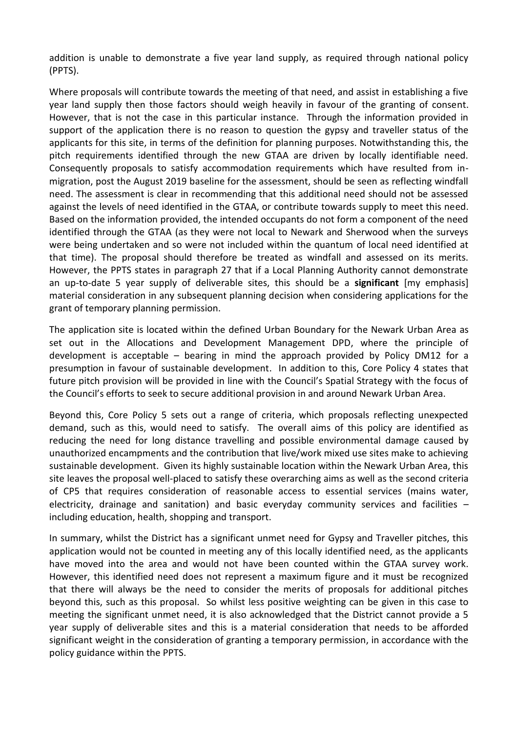addition is unable to demonstrate a five year land supply, as required through national policy (PPTS).

Where proposals will contribute towards the meeting of that need, and assist in establishing a five year land supply then those factors should weigh heavily in favour of the granting of consent. However, that is not the case in this particular instance. Through the information provided in support of the application there is no reason to question the gypsy and traveller status of the applicants for this site, in terms of the definition for planning purposes. Notwithstanding this, the pitch requirements identified through the new GTAA are driven by locally identifiable need. Consequently proposals to satisfy accommodation requirements which have resulted from in-migration, post the August 2019 baseline for the assessment, should be seen as reflecting windfall need. The assessment is clear in recommending that this additional need should not be assessed against the levels of need identified in the GTAA, or contribute towards supply to meet this need. Based on the information provided, the intended occupants do not form a component of the need identified through the GTAA (as they were not local to Newark and Sherwood when the surveys were being undertaken and so were not included within the quantum of local need identified at that time). The proposal should therefore be treated as windfall and assessed on its merits. However, the PPTS states in paragraph 27 that if a Local Planning Authority cannot demonstrate an up-to-date 5 year supply of deliverable sites, this should be a **significant** [my emphasis] material consideration in any subsequent planning decision when considering applications for the grant of temporary planning permission.

The application site is located within the defined Urban Boundary for the Newark Urban Area as set out in the Allocations and Development Management DPD, where the principle of development is acceptable – bearing in mind the approach provided by Policy DM12 for a presumption in favour of sustainable development. In addition to this, Core Policy 4 states that future pitch provision will be provided in line with the Council's Spatial Strategy with the focus of the Council's efforts to seek to secure additional provision in and around Newark Urban Area.

Beyond this, Core Policy 5 sets out a range of criteria, which proposals reflecting unexpected demand, such as this, would need to satisfy. The overall aims of this policy are identified as reducing the need for long distance travelling and possible environmental damage caused by unauthorized encampments and the contribution that live/work mixed use sites make to achieving sustainable development. Given its highly sustainable location within the Newark Urban Area, this site leaves the proposal well-placed to satisfy these overarching aims as well as the second criteria of CP5 that requires consideration of reasonable access to essential services (mains water, electricity, drainage and sanitation) and basic everyday community services and facilities – including education, health, shopping and transport.

In summary, whilst the District has a significant unmet need for Gypsy and Traveller pitches, this application would not be counted in meeting any of this locally identified need, as the applicants have moved into the area and would not have been counted within the GTAA survey work. However, this identified need does not represent a maximum figure and it must be recognized that there will always be the need to consider the merits of proposals for additional pitches beyond this, such as this proposal. So whilst less positive weighting can be given in this case to meeting the significant unmet need, it is also acknowledged that the District cannot provide a 5 year supply of deliverable sites and this is a material consideration that needs to be afforded significant weight in the consideration of granting a temporary permission, in accordance with the policy guidance within the PPTS.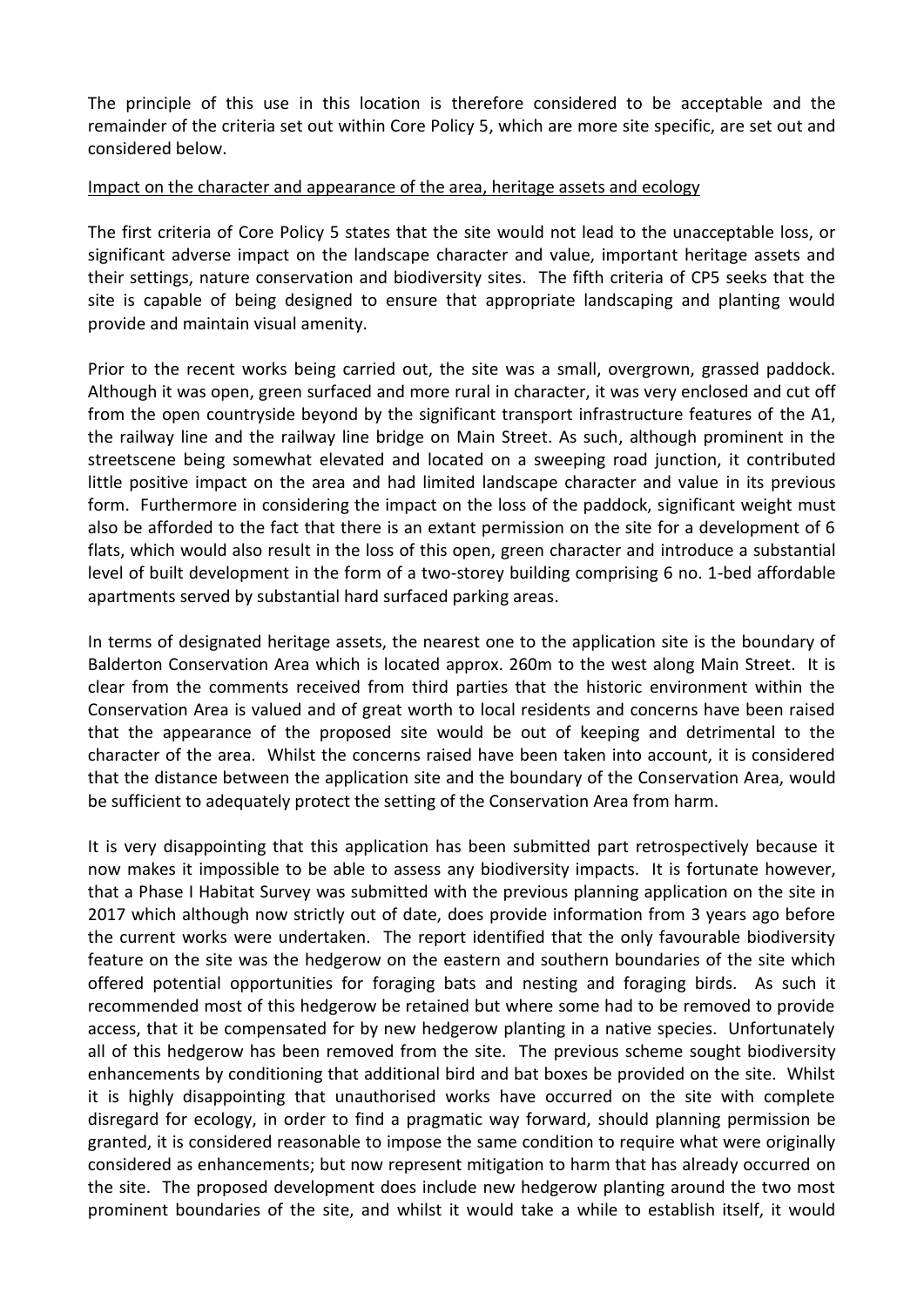The principle of this use in this location is therefore considered to be acceptable and the remainder of the criteria set out within Core Policy 5, which are more site specific, are set out and considered below.

Impact on the character and appearance of the area, heritage assets and ecology

The first criteria of Core Policy 5 states that the site would not lead to the unacceptable loss, or significant adverse impact on the landscape character and value, important heritage assets and their settings, nature conservation and biodiversity sites. The fifth criteria of CP5 seeks that the site is capable of being designed to ensure that appropriate landscaping and planting would provide and maintain visual amenity.

Prior to the recent works being carried out, the site was a small, overgrown, grassed paddock. Although it was open, green surfaced and more rural in character, it was very enclosed and cut off from the open countryside beyond by the significant transport infrastructure features of the A1, the railway line and the railway line bridge on Main Street. As such, although prominent in the streetscene being somewhat elevated and located on a sweeping road junction, it contributed little positive impact on the area and had limited landscape character and value in its previous form. Furthermore in considering the impact on the loss of the paddock, significant weight must also be afforded to the fact that there is an extant permission on the site for a development of 6 flats, which would also result in the loss of this open, green character and introduce a substantial level of built development in the form of a two-storey building comprising 6 no. 1-bed affordable apartments served by substantial hard surfaced parking areas.

In terms of designated heritage assets, the nearest one to the application site is the boundary of Balderton Conservation Area which is located approx. 260m to the west along Main Street. It is clear from the comments received from third parties that the historic environment within the Conservation Area is valued and of great worth to local residents and concerns have been raised that the appearance of the proposed site would be out of keeping and detrimental to the character of the area. Whilst the concerns raised have been taken into account, it is considered that the distance between the application site and the boundary of the Conservation Area, would be sufficient to adequately protect the setting of the Conservation Area from harm.

It is very disappointing that this application has been submitted part retrospectively because it now makes it impossible to be able to assess any biodiversity impacts. It is fortunate however, that a Phase I Habitat Survey was submitted with the previous planning application on the site in 2017 which although now strictly out of date, does provide information from 3 years ago before the current works were undertaken. The report identified that the only favourable biodiversity feature on the site was the hedgerow on the eastern and southern boundaries of the site which offered potential opportunities for foraging bats and nesting and foraging birds. As such it recommended most of this hedgerow be retained but where some had to be removed to provide access, that it be compensated for by new hedgerow planting in a native species. Unfortunately all of this hedgerow has been removed from the site. The previous scheme sought biodiversity enhancements by conditioning that additional bird and bat boxes be provided on the site. Whilst it is highly disappointing that unauthorised works have occurred on the site with complete disregard for ecology, in order to find a pragmatic way forward, should planning permission be granted, it is considered reasonable to impose the same condition to require what were originally considered as enhancements; but now represent mitigation to harm that has already occurred on the site. The proposed development does include new hedgerow planting around the two most prominent boundaries of the site, and whilst it would take a while to establish itself, it would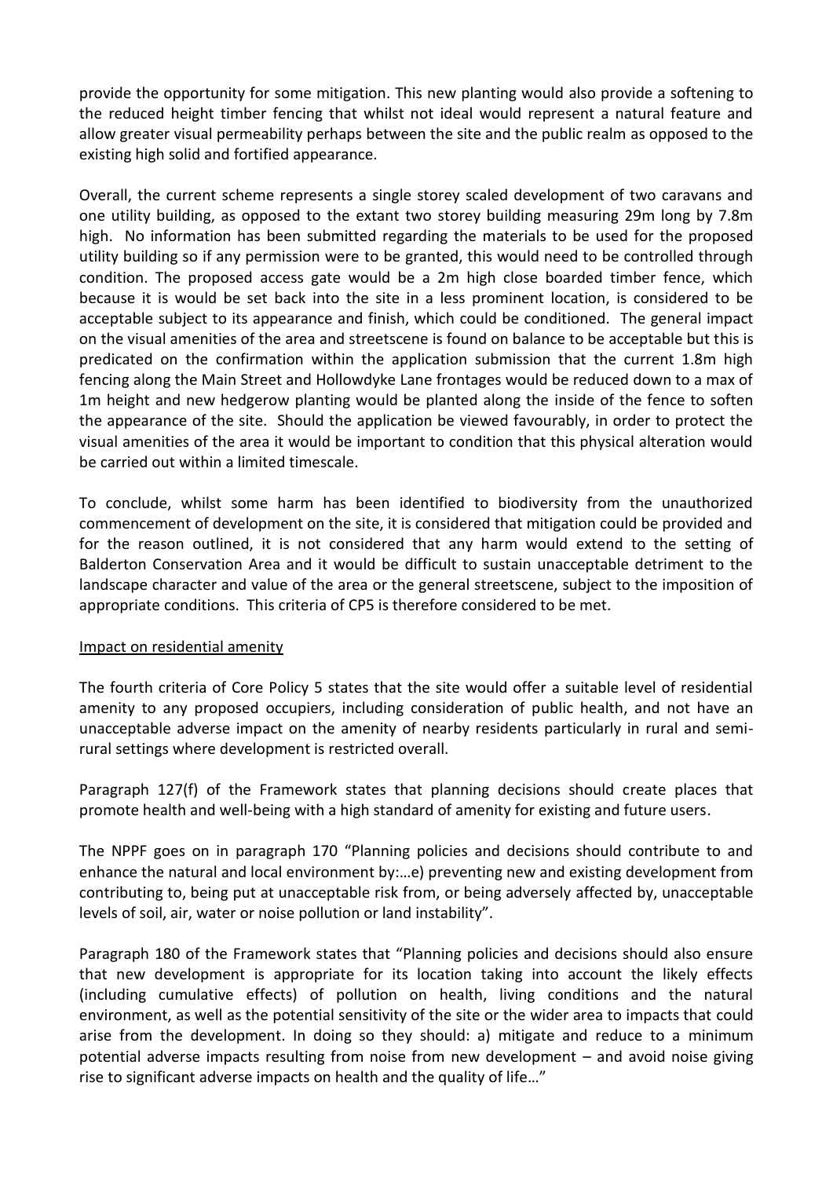provide the opportunity for some mitigation. This new planting would also provide a softening to the reduced height timber fencing that whilst not ideal would represent a natural feature and allow greater visual permeability perhaps between the site and the public realm as opposed to the existing high solid and fortified appearance.

Overall, the current scheme represents a single storey scaled development of two caravans and one utility building, as opposed to the extant two storey building measuring 29m long by 7.8m high. No information has been submitted regarding the materials to be used for the proposed utility building so if any permission were to be granted, this would need to be controlled through condition. The proposed access gate would be a 2m high close boarded timber fence, which because it is would be set back into the site in a less prominent location, is considered to be acceptable subject to its appearance and finish, which could be conditioned. The general impact on the visual amenities of the area and streetscene is found on balance to be acceptable but this is predicated on the confirmation within the application submission that the current 1.8m high fencing along the Main Street and Hollowdyke Lane frontages would be reduced down to a max of 1m height and new hedgerow planting would be planted along the inside of the fence to soften the appearance of the site. Should the application be viewed favourably, in order to protect the visual amenities of the area it would be important to condition that this physical alteration would be carried out within a limited timescale.

To conclude, whilst some harm has been identified to biodiversity from the unauthorized commencement of development on the site, it is considered that mitigation could be provided and for the reason outlined, it is not considered that any harm would extend to the setting of Balderton Conservation Area and it would be difficult to sustain unacceptable detriment to the landscape character and value of the area or the general streetscene, subject to the imposition of appropriate conditions. This criteria of CP5 is therefore considered to be met.

<u>Impact on residential amenity</u>

The fourth criteria of Core Policy 5 states that the site would offer a suitable level of residential amenity to any proposed occupiers, including consideration of public health, and not have an unacceptable adverse impact on the amenity of nearby residents particularly in rural and semi-rural settings where development is restricted overall.

Paragraph 127(f) of the Framework states that planning decisions should create places that promote health and well-being with a high standard of amenity for existing and future users.

The NPPF goes on in paragraph 170 "Planning policies and decisions should contribute to and enhance the natural and local environment by:…e) preventing new and existing development from contributing to, being put at unacceptable risk from, or being adversely affected by, unacceptable levels of soil, air, water or noise pollution or land instability".

Paragraph 180 of the Framework states that "Planning policies and decisions should also ensure that new development is appropriate for its location taking into account the likely effects (including cumulative effects) of pollution on health, living conditions and the natural environment, as well as the potential sensitivity of the site or the wider area to impacts that could arise from the development. In doing so they should: a) mitigate and reduce to a minimum potential adverse impacts resulting from noise from new development – and avoid noise giving rise to significant adverse impacts on health and the quality of life…"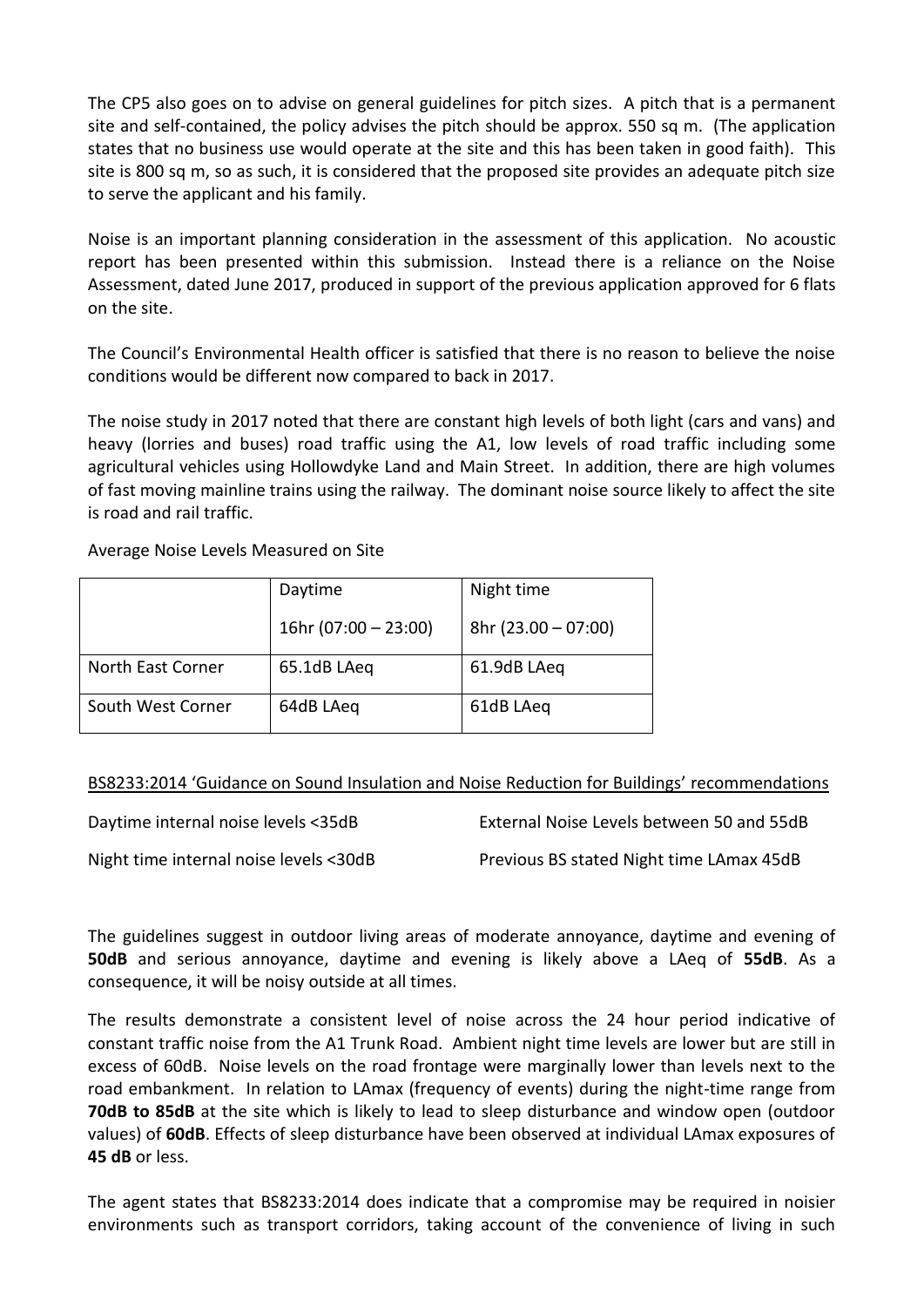The CP5 also goes on to advise on general guidelines for pitch sizes. A pitch that is a permanent site and self-contained, the policy advises the pitch should be approx. 550 sq m. (The application states that no business use would operate at the site and this has been taken in good faith). This site is 800 sq m, so as such, it is considered that the proposed site provides an adequate pitch size to serve the applicant and his family.

Noise is an important planning consideration in the assessment of this application. No acoustic report has been presented within this submission. Instead there is a reliance on the Noise Assessment, dated June 2017, produced in support of the previous application approved for 6 flats on the site.

The Council's Environmental Health officer is satisfied that there is no reason to believe the noise conditions would be different now compared to back in 2017.

The noise study in 2017 noted that there are constant high levels of both light (cars and vans) and heavy (lorries and buses) road traffic using the A1, low levels of road traffic including some agricultural vehicles using Hollowdyke Land and Main Street. In addition, there are high volumes of fast moving mainline trains using the railway. The dominant noise source likely to affect the site is road and rail traffic.

Average Noise Levels Measured on Site

| | Daytime<br>16hr (07:00 – 23:00) | Night time<br>8hr (23.00 – 07:00) |
|---|---|---|
| North East Corner | 65.1dB LAeq | 61.9dB LAeq |
| South West Corner | 64dB LAeq | 61dB LAeq |

<u>BS8233:2014 'Guidance on Sound Insulation and Noise Reduction for Buildings' recommendations</u>

| | |
|---|---|
| Daytime internal noise levels <35dB | External Noise Levels between 50 and 55dB |
| Night time internal noise levels <30dB | Previous BS stated Night time LAmax 45dB |

The guidelines suggest in outdoor living areas of moderate annoyance, daytime and evening of **50dB** and serious annoyance, daytime and evening is likely above a LAeq of **55dB**. As a consequence, it will be noisy outside at all times.

The results demonstrate a consistent level of noise across the 24 hour period indicative of constant traffic noise from the A1 Trunk Road. Ambient night time levels are lower but are still in excess of 60dB. Noise levels on the road frontage were marginally lower than levels next to the road embankment. In relation to LAmax (frequency of events) during the night-time range from **70dB to 85dB** at the site which is likely to lead to sleep disturbance and window open (outdoor values) of **60dB**. Effects of sleep disturbance have been observed at individual LAmax exposures of **45 dB** or less.

The agent states that BS8233:2014 does indicate that a compromise may be required in noisier environments such as transport corridors, taking account of the convenience of living in such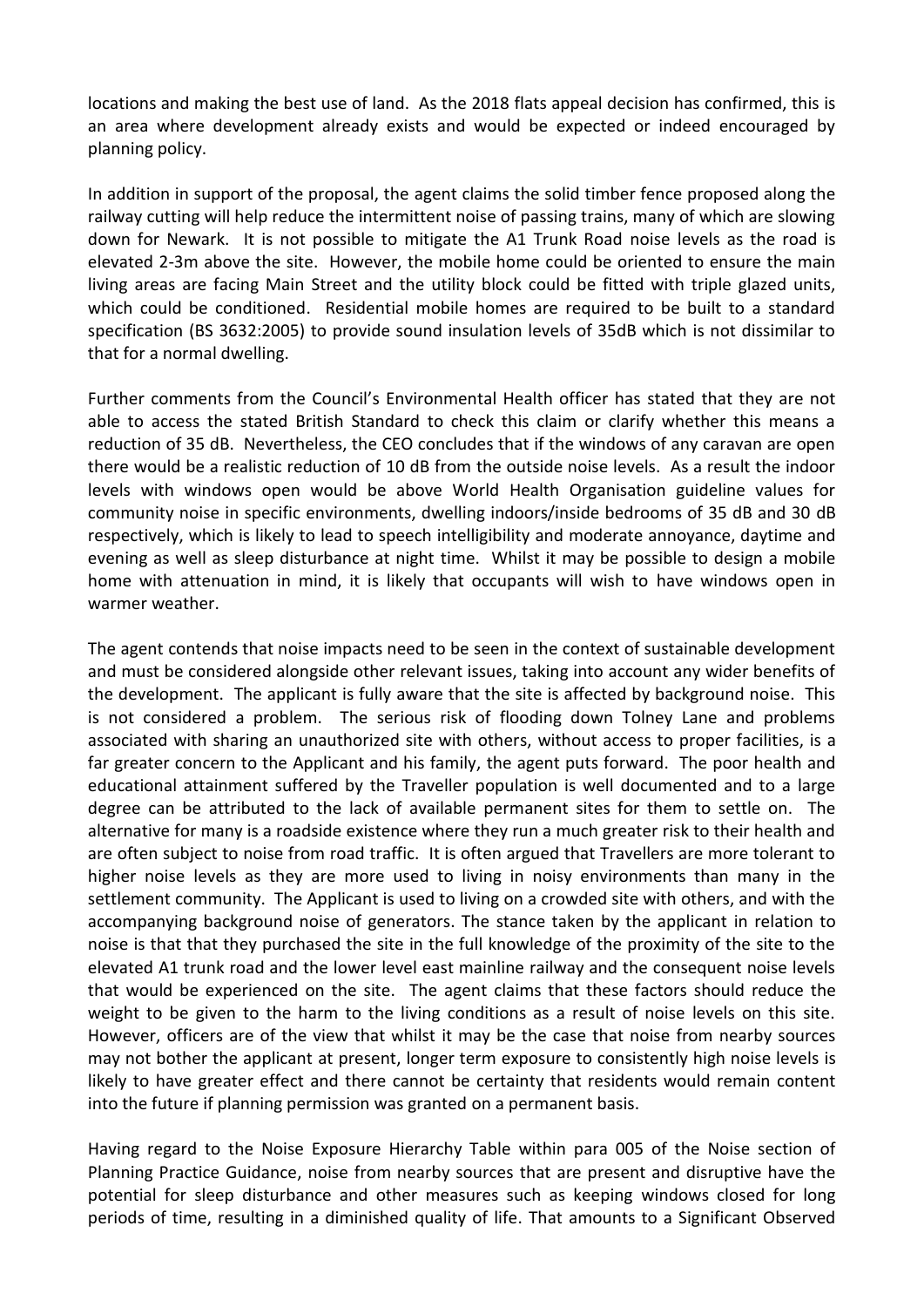locations and making the best use of land. As the 2018 flats appeal decision has confirmed, this is an area where development already exists and would be expected or indeed encouraged by planning policy.

In addition in support of the proposal, the agent claims the solid timber fence proposed along the railway cutting will help reduce the intermittent noise of passing trains, many of which are slowing down for Newark. It is not possible to mitigate the A1 Trunk Road noise levels as the road is elevated 2-3m above the site. However, the mobile home could be oriented to ensure the main living areas are facing Main Street and the utility block could be fitted with triple glazed units, which could be conditioned. Residential mobile homes are required to be built to a standard specification (BS 3632:2005) to provide sound insulation levels of 35dB which is not dissimilar to that for a normal dwelling.

Further comments from the Council's Environmental Health officer has stated that they are not able to access the stated British Standard to check this claim or clarify whether this means a reduction of 35 dB. Nevertheless, the CEO concludes that if the windows of any caravan are open there would be a realistic reduction of 10 dB from the outside noise levels. As a result the indoor levels with windows open would be above World Health Organisation guideline values for community noise in specific environments, dwelling indoors/inside bedrooms of 35 dB and 30 dB respectively, which is likely to lead to speech intelligibility and moderate annoyance, daytime and evening as well as sleep disturbance at night time. Whilst it may be possible to design a mobile home with attenuation in mind, it is likely that occupants will wish to have windows open in warmer weather.

The agent contends that noise impacts need to be seen in the context of sustainable development and must be considered alongside other relevant issues, taking into account any wider benefits of the development. The applicant is fully aware that the site is affected by background noise. This is not considered a problem. The serious risk of flooding down Tolney Lane and problems associated with sharing an unauthorized site with others, without access to proper facilities, is a far greater concern to the Applicant and his family, the agent puts forward. The poor health and educational attainment suffered by the Traveller population is well documented and to a large degree can be attributed to the lack of available permanent sites for them to settle on. The alternative for many is a roadside existence where they run a much greater risk to their health and are often subject to noise from road traffic. It is often argued that Travellers are more tolerant to higher noise levels as they are more used to living in noisy environments than many in the settlement community. The Applicant is used to living on a crowded site with others, and with the accompanying background noise of generators. The stance taken by the applicant in relation to noise is that that they purchased the site in the full knowledge of the proximity of the site to the elevated A1 trunk road and the lower level east mainline railway and the consequent noise levels that would be experienced on the site. The agent claims that these factors should reduce the weight to be given to the harm to the living conditions as a result of noise levels on this site. However, officers are of the view that whilst it may be the case that noise from nearby sources may not bother the applicant at present, longer term exposure to consistently high noise levels is likely to have greater effect and there cannot be certainty that residents would remain content into the future if planning permission was granted on a permanent basis.

Having regard to the Noise Exposure Hierarchy Table within para 005 of the Noise section of Planning Practice Guidance, noise from nearby sources that are present and disruptive have the potential for sleep disturbance and other measures such as keeping windows closed for long periods of time, resulting in a diminished quality of life. That amounts to a Significant Observed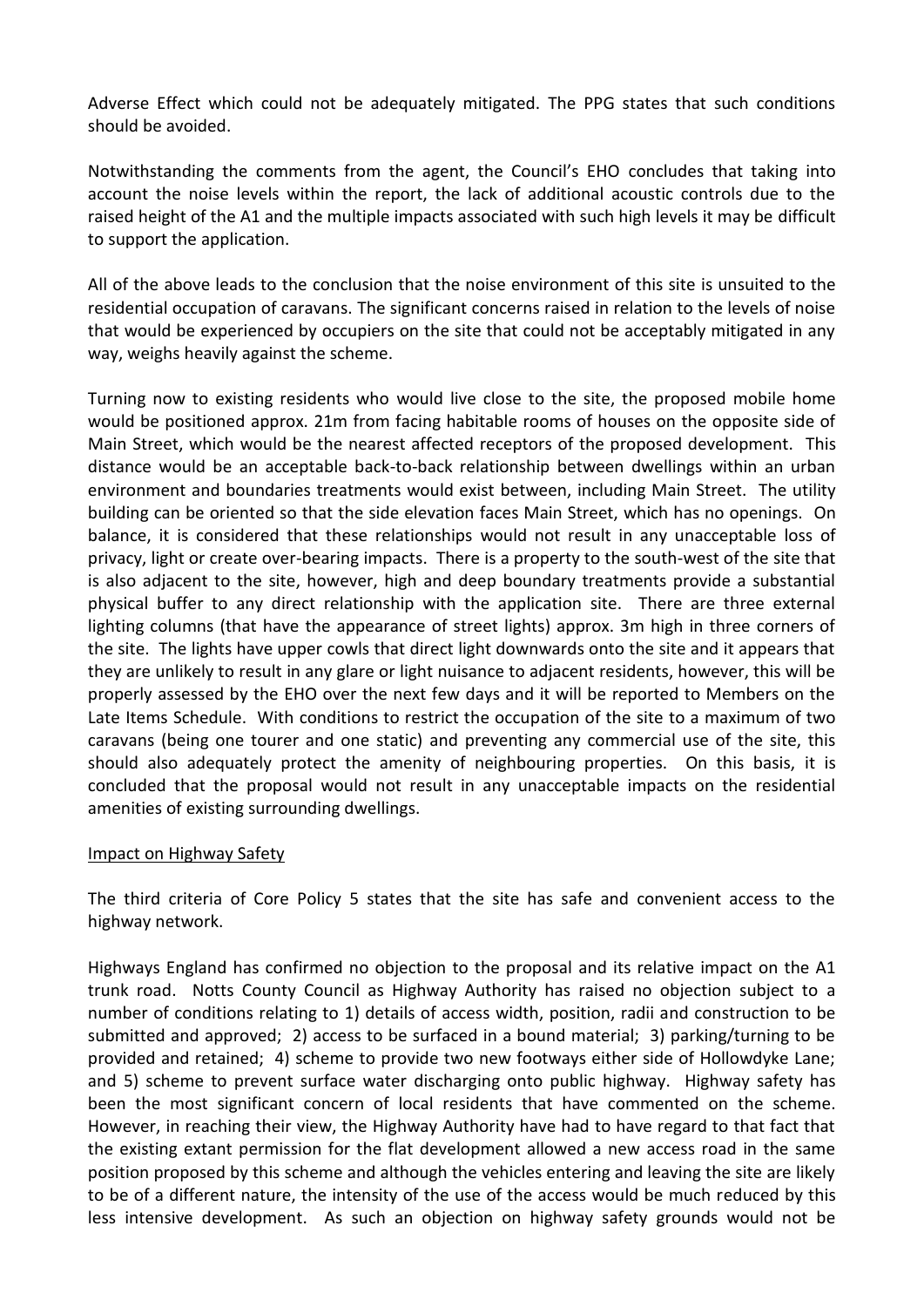Adverse Effect which could not be adequately mitigated. The PPG states that such conditions should be avoided.

Notwithstanding the comments from the agent, the Council's EHO concludes that taking into account the noise levels within the report, the lack of additional acoustic controls due to the raised height of the A1 and the multiple impacts associated with such high levels it may be difficult to support the application.

All of the above leads to the conclusion that the noise environment of this site is unsuited to the residential occupation of caravans. The significant concerns raised in relation to the levels of noise that would be experienced by occupiers on the site that could not be acceptably mitigated in any way, weighs heavily against the scheme.

Turning now to existing residents who would live close to the site, the proposed mobile home would be positioned approx. 21m from facing habitable rooms of houses on the opposite side of Main Street, which would be the nearest affected receptors of the proposed development. This distance would be an acceptable back-to-back relationship between dwellings within an urban environment and boundaries treatments would exist between, including Main Street. The utility building can be oriented so that the side elevation faces Main Street, which has no openings. On balance, it is considered that these relationships would not result in any unacceptable loss of privacy, light or create over-bearing impacts. There is a property to the south-west of the site that is also adjacent to the site, however, high and deep boundary treatments provide a substantial physical buffer to any direct relationship with the application site. There are three external lighting columns (that have the appearance of street lights) approx. 3m high in three corners of the site. The lights have upper cowls that direct light downwards onto the site and it appears that they are unlikely to result in any glare or light nuisance to adjacent residents, however, this will be properly assessed by the EHO over the next few days and it will be reported to Members on the Late Items Schedule. With conditions to restrict the occupation of the site to a maximum of two caravans (being one tourer and one static) and preventing any commercial use of the site, this should also adequately protect the amenity of neighbouring properties. On this basis, it is concluded that the proposal would not result in any unacceptable impacts on the residential amenities of existing surrounding dwellings.

Impact on Highway Safety

The third criteria of Core Policy 5 states that the site has safe and convenient access to the highway network.

Highways England has confirmed no objection to the proposal and its relative impact on the A1 trunk road. Notts County Council as Highway Authority has raised no objection subject to a number of conditions relating to 1) details of access width, position, radii and construction to be submitted and approved; 2) access to be surfaced in a bound material; 3) parking/turning to be provided and retained; 4) scheme to provide two new footways either side of Hollowdyke Lane; and 5) scheme to prevent surface water discharging onto public highway. Highway safety has been the most significant concern of local residents that have commented on the scheme. However, in reaching their view, the Highway Authority have had to have regard to that fact that the existing extant permission for the flat development allowed a new access road in the same position proposed by this scheme and although the vehicles entering and leaving the site are likely to be of a different nature, the intensity of the use of the access would be much reduced by this less intensive development. As such an objection on highway safety grounds would not be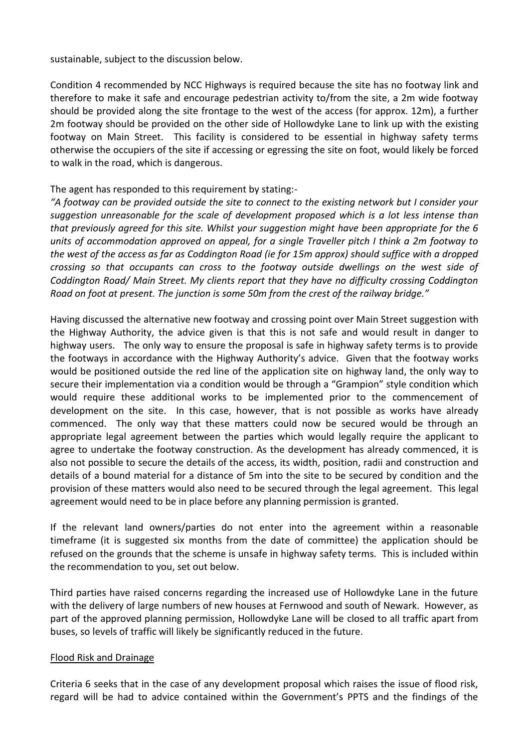sustainable, subject to the discussion below.

Condition 4 recommended by NCC Highways is required because the site has no footway link and therefore to make it safe and encourage pedestrian activity to/from the site, a 2m wide footway should be provided along the site frontage to the west of the access (for approx. 12m), a further 2m footway should be provided on the other side of Hollowdyke Lane to link up with the existing footway on Main Street. This facility is considered to be essential in highway safety terms otherwise the occupiers of the site if accessing or egressing the site on foot, would likely be forced to walk in the road, which is dangerous.

The agent has responded to this requirement by stating:-

*"A footway can be provided outside the site to connect to the existing network but I consider your suggestion unreasonable for the scale of development proposed which is a lot less intense than that previously agreed for this site. Whilst your suggestion might have been appropriate for the 6 units of accommodation approved on appeal, for a single Traveller pitch I think a 2m footway to the west of the access as far as Coddington Road (ie for 15m approx) should suffice with a dropped crossing so that occupants can cross to the footway outside dwellings on the west side of Coddington Road/ Main Street. My clients report that they have no difficulty crossing Coddington Road on foot at present. The junction is some 50m from the crest of the railway bridge."*

Having discussed the alternative new footway and crossing point over Main Street suggestion with the Highway Authority, the advice given is that this is not safe and would result in danger to highway users. The only way to ensure the proposal is safe in highway safety terms is to provide the footways in accordance with the Highway Authority's advice. Given that the footway works would be positioned outside the red line of the application site on highway land, the only way to secure their implementation via a condition would be through a "Grampion" style condition which would require these additional works to be implemented prior to the commencement of development on the site. In this case, however, that is not possible as works have already commenced. The only way that these matters could now be secured would be through an appropriate legal agreement between the parties which would legally require the applicant to agree to undertake the footway construction. As the development has already commenced, it is also not possible to secure the details of the access, its width, position, radii and construction and details of a bound material for a distance of 5m into the site to be secured by condition and the provision of these matters would also need to be secured through the legal agreement. This legal agreement would need to be in place before any planning permission is granted.

If the relevant land owners/parties do not enter into the agreement within a reasonable timeframe (it is suggested six months from the date of committee) the application should be refused on the grounds that the scheme is unsafe in highway safety terms. This is included within the recommendation to you, set out below.

Third parties have raised concerns regarding the increased use of Hollowdyke Lane in the future with the delivery of large numbers of new houses at Fernwood and south of Newark. However, as part of the approved planning permission, Hollowdyke Lane will be closed to all traffic apart from buses, so levels of traffic will likely be significantly reduced in the future.

<u>Flood Risk and Drainage</u>

Criteria 6 seeks that in the case of any development proposal which raises the issue of flood risk, regard will be had to advice contained within the Government's PPTS and the findings of the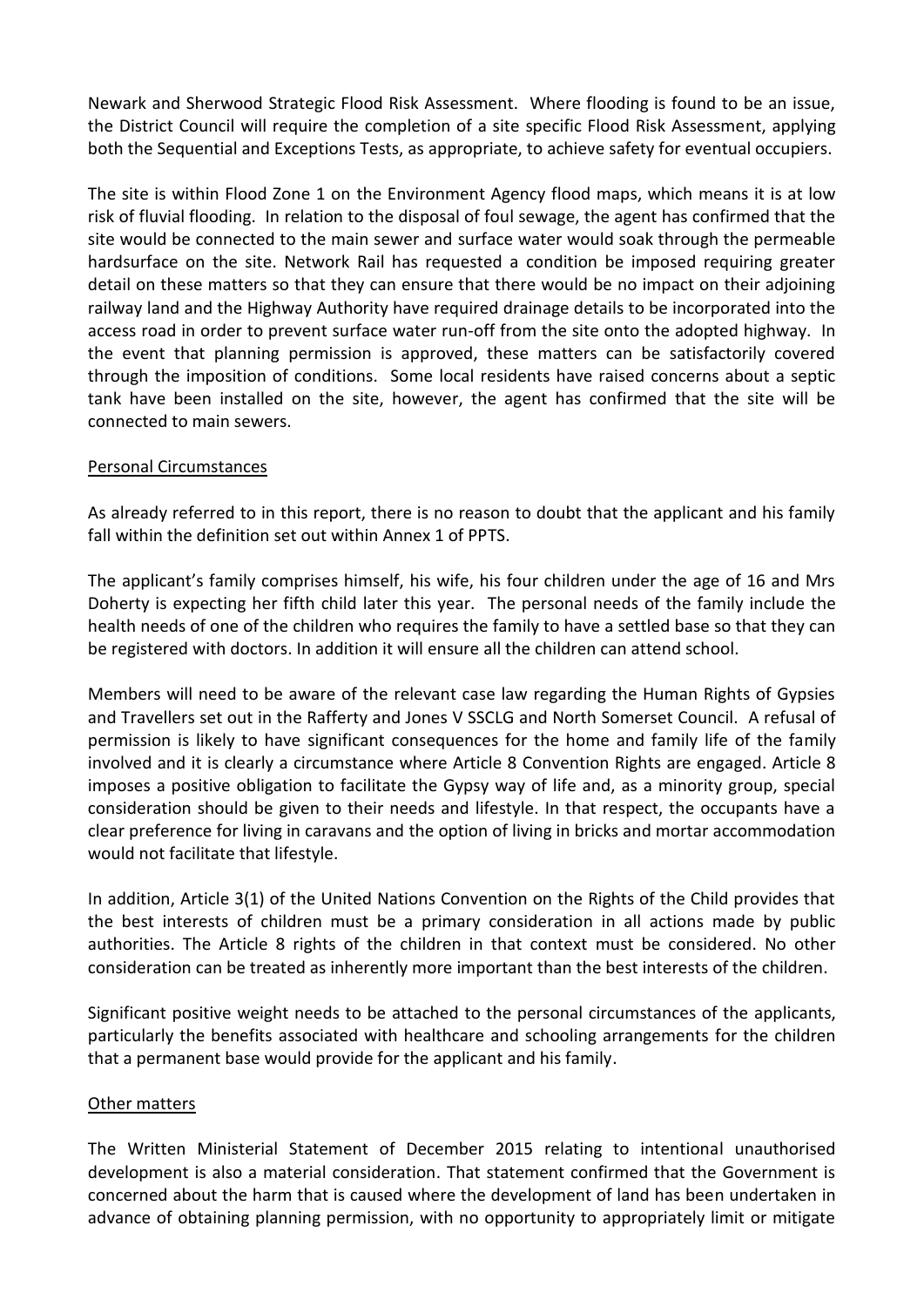Newark and Sherwood Strategic Flood Risk Assessment. Where flooding is found to be an issue, the District Council will require the completion of a site specific Flood Risk Assessment, applying both the Sequential and Exceptions Tests, as appropriate, to achieve safety for eventual occupiers.

The site is within Flood Zone 1 on the Environment Agency flood maps, which means it is at low risk of fluvial flooding. In relation to the disposal of foul sewage, the agent has confirmed that the site would be connected to the main sewer and surface water would soak through the permeable hardsurface on the site. Network Rail has requested a condition be imposed requiring greater detail on these matters so that they can ensure that there would be no impact on their adjoining railway land and the Highway Authority have required drainage details to be incorporated into the access road in order to prevent surface water run-off from the site onto the adopted highway. In the event that planning permission is approved, these matters can be satisfactorily covered through the imposition of conditions. Some local residents have raised concerns about a septic tank have been installed on the site, however, the agent has confirmed that the site will be connected to main sewers.

Personal Circumstances

As already referred to in this report, there is no reason to doubt that the applicant and his family fall within the definition set out within Annex 1 of PPTS.

The applicant's family comprises himself, his wife, his four children under the age of 16 and Mrs Doherty is expecting her fifth child later this year. The personal needs of the family include the health needs of one of the children who requires the family to have a settled base so that they can be registered with doctors. In addition it will ensure all the children can attend school.

Members will need to be aware of the relevant case law regarding the Human Rights of Gypsies and Travellers set out in the Rafferty and Jones V SSCLG and North Somerset Council. A refusal of permission is likely to have significant consequences for the home and family life of the family involved and it is clearly a circumstance where Article 8 Convention Rights are engaged. Article 8 imposes a positive obligation to facilitate the Gypsy way of life and, as a minority group, special consideration should be given to their needs and lifestyle. In that respect, the occupants have a clear preference for living in caravans and the option of living in bricks and mortar accommodation would not facilitate that lifestyle.

In addition, Article 3(1) of the United Nations Convention on the Rights of the Child provides that the best interests of children must be a primary consideration in all actions made by public authorities. The Article 8 rights of the children in that context must be considered. No other consideration can be treated as inherently more important than the best interests of the children.

Significant positive weight needs to be attached to the personal circumstances of the applicants, particularly the benefits associated with healthcare and schooling arrangements for the children that a permanent base would provide for the applicant and his family.

Other matters

The Written Ministerial Statement of December 2015 relating to intentional unauthorised development is also a material consideration. That statement confirmed that the Government is concerned about the harm that is caused where the development of land has been undertaken in advance of obtaining planning permission, with no opportunity to appropriately limit or mitigate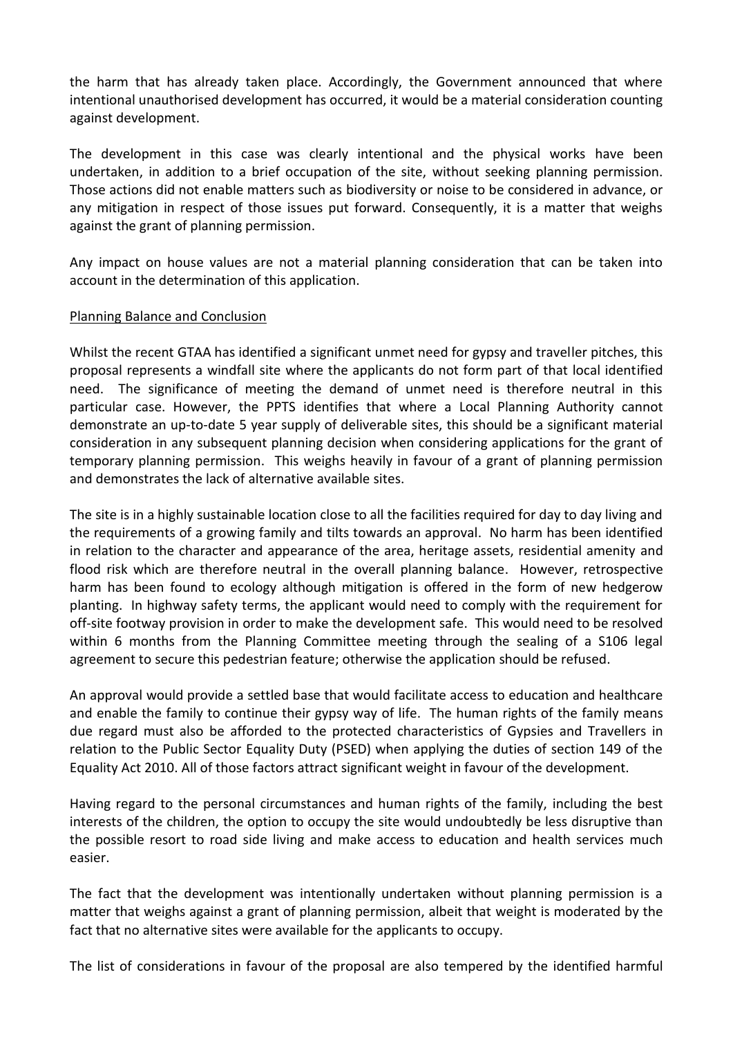the harm that has already taken place. Accordingly, the Government announced that where intentional unauthorised development has occurred, it would be a material consideration counting against development.

The development in this case was clearly intentional and the physical works have been undertaken, in addition to a brief occupation of the site, without seeking planning permission. Those actions did not enable matters such as biodiversity or noise to be considered in advance, or any mitigation in respect of those issues put forward. Consequently, it is a matter that weighs against the grant of planning permission.

Any impact on house values are not a material planning consideration that can be taken into account in the determination of this application.

Planning Balance and Conclusion

Whilst the recent GTAA has identified a significant unmet need for gypsy and traveller pitches, this proposal represents a windfall site where the applicants do not form part of that local identified need. The significance of meeting the demand of unmet need is therefore neutral in this particular case. However, the PPTS identifies that where a Local Planning Authority cannot demonstrate an up-to-date 5 year supply of deliverable sites, this should be a significant material consideration in any subsequent planning decision when considering applications for the grant of temporary planning permission. This weighs heavily in favour of a grant of planning permission and demonstrates the lack of alternative available sites.

The site is in a highly sustainable location close to all the facilities required for day to day living and the requirements of a growing family and tilts towards an approval. No harm has been identified in relation to the character and appearance of the area, heritage assets, residential amenity and flood risk which are therefore neutral in the overall planning balance. However, retrospective harm has been found to ecology although mitigation is offered in the form of new hedgerow planting. In highway safety terms, the applicant would need to comply with the requirement for off-site footway provision in order to make the development safe. This would need to be resolved within 6 months from the Planning Committee meeting through the sealing of a S106 legal agreement to secure this pedestrian feature; otherwise the application should be refused.

An approval would provide a settled base that would facilitate access to education and healthcare and enable the family to continue their gypsy way of life. The human rights of the family means due regard must also be afforded to the protected characteristics of Gypsies and Travellers in relation to the Public Sector Equality Duty (PSED) when applying the duties of section 149 of the Equality Act 2010. All of those factors attract significant weight in favour of the development.

Having regard to the personal circumstances and human rights of the family, including the best interests of the children, the option to occupy the site would undoubtedly be less disruptive than the possible resort to road side living and make access to education and health services much easier.

The fact that the development was intentionally undertaken without planning permission is a matter that weighs against a grant of planning permission, albeit that weight is moderated by the fact that no alternative sites were available for the applicants to occupy.

The list of considerations in favour of the proposal are also tempered by the identified harmful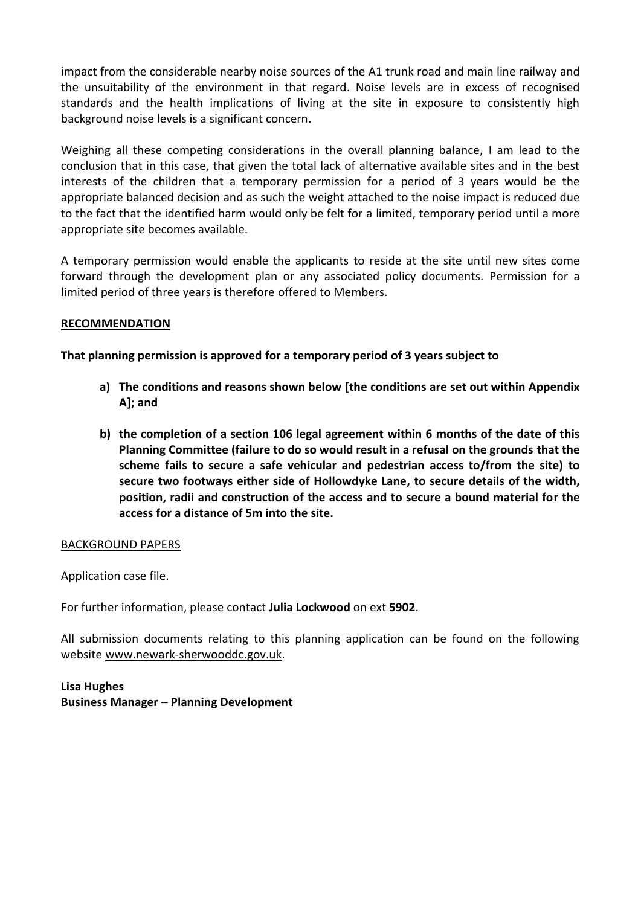impact from the considerable nearby noise sources of the A1 trunk road and main line railway and the unsuitability of the environment in that regard. Noise levels are in excess of recognised standards and the health implications of living at the site in exposure to consistently high background noise levels is a significant concern.

Weighing all these competing considerations in the overall planning balance, I am lead to the conclusion that in this case, that given the total lack of alternative available sites and in the best interests of the children that a temporary permission for a period of 3 years would be the appropriate balanced decision and as such the weight attached to the noise impact is reduced due to the fact that the identified harm would only be felt for a limited, temporary period until a more appropriate site becomes available.

A temporary permission would enable the applicants to reside at the site until new sites come forward through the development plan or any associated policy documents. Permission for a limited period of three years is therefore offered to Members.

**RECOMMENDATION**

**That planning permission is approved for a temporary period of 3 years subject to**

- **a) The conditions and reasons shown below [the conditions are set out within Appendix A]; and**

- **b) the completion of a section 106 legal agreement within 6 months of the date of this Planning Committee (failure to do so would result in a refusal on the grounds that the scheme fails to secure a safe vehicular and pedestrian access to/from the site) to secure two footways either side of Hollowdyke Lane, to secure details of the width, position, radii and construction of the access and to secure a bound material for the access for a distance of 5m into the site.**

BACKGROUND PAPERS

Application case file.

For further information, please contact **Julia Lockwood** on ext **5902**.

All submission documents relating to this planning application can be found on the following website www.newark-sherwooddc.gov.uk.

**Lisa Hughes**
**Business Manager – Planning Development**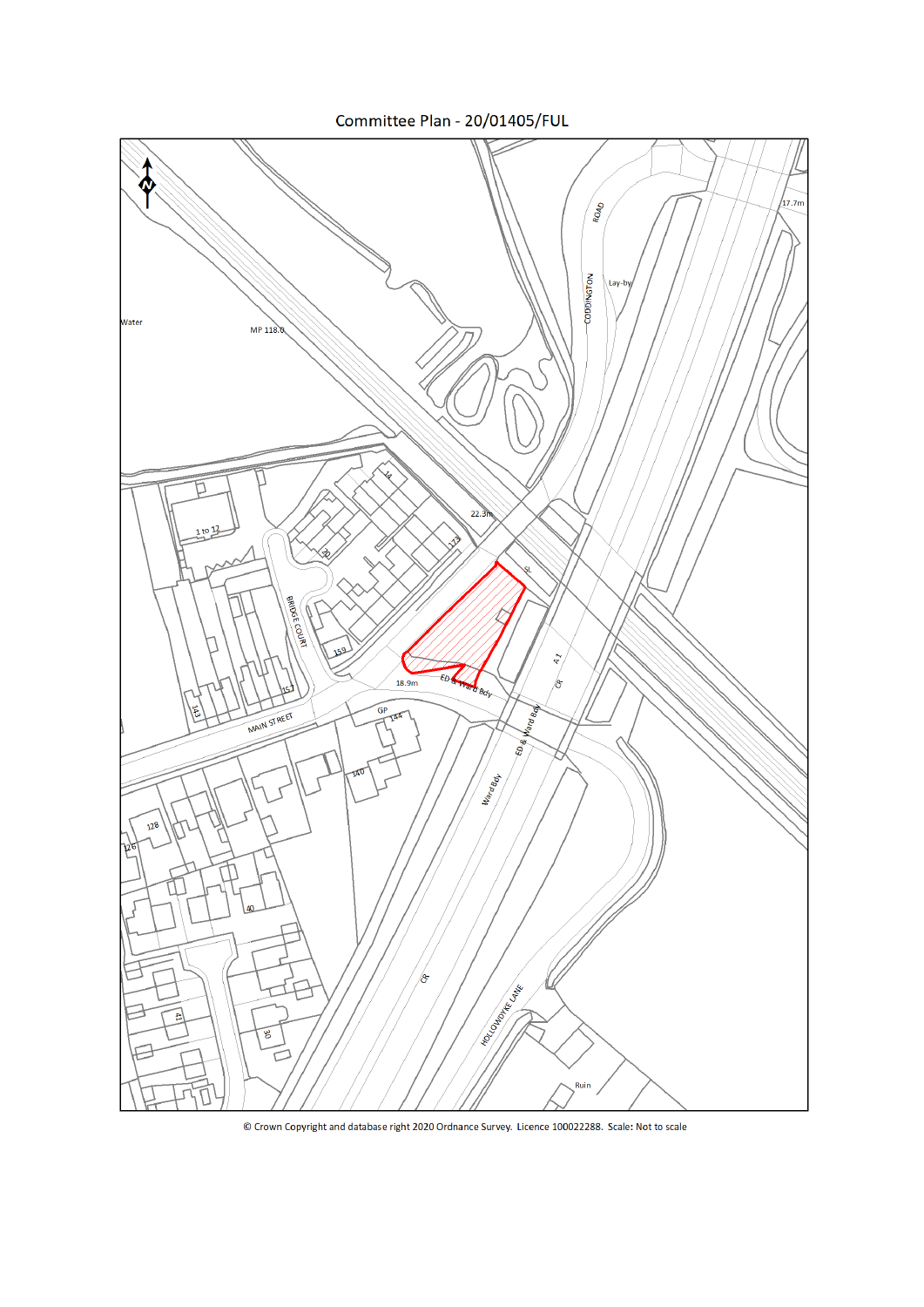# Committee Plan - 20/01405/FUL

Water

MP 118.0

CODDINGTON ROAD

Lay-by

17.7m

22.3m

14

173

20

1 to 12

BRIDGE COURT

159

157

143

SL

A1

CR

18.9m

ED & Ward Bdy

MAIN STREET

GP

144

140

ED & Ward Bdy

Ward Bdy

128

126

40

41

30

CR

HOLLOWDYKE LANE

Ruin

© Crown Copyright and database right 2020 Ordnance Survey. Licence 100022288. Scale: Not to scale